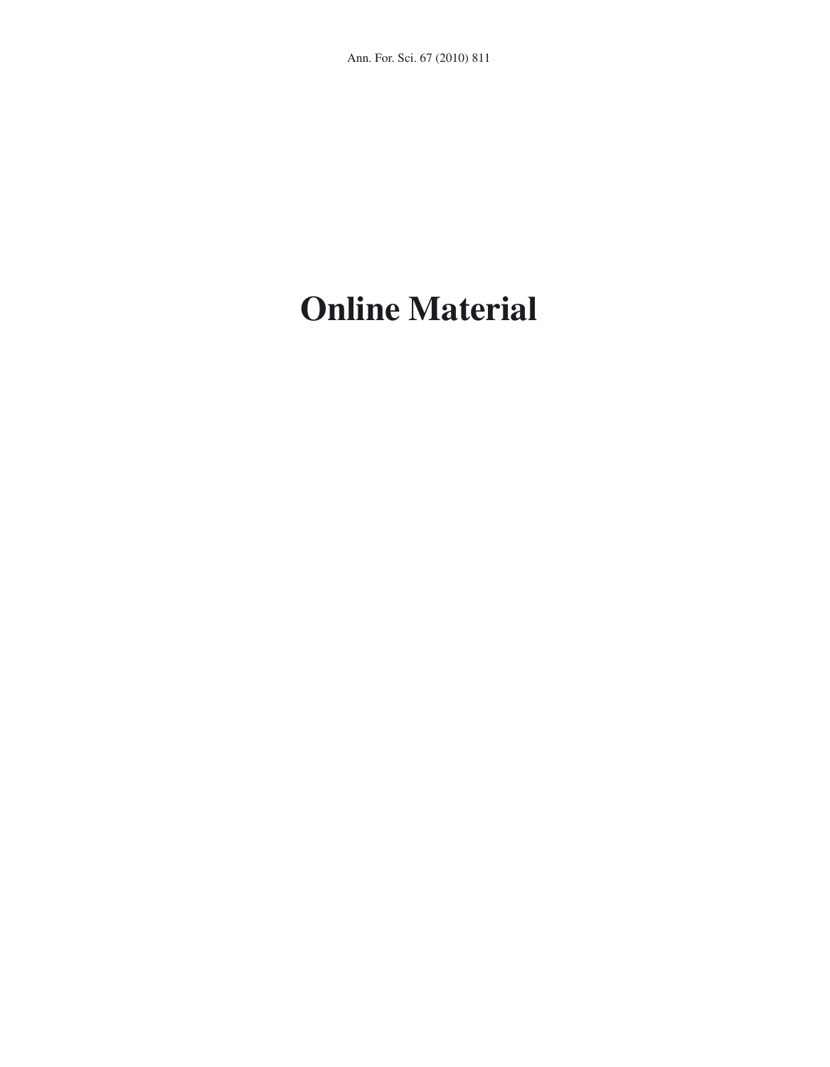# Online Material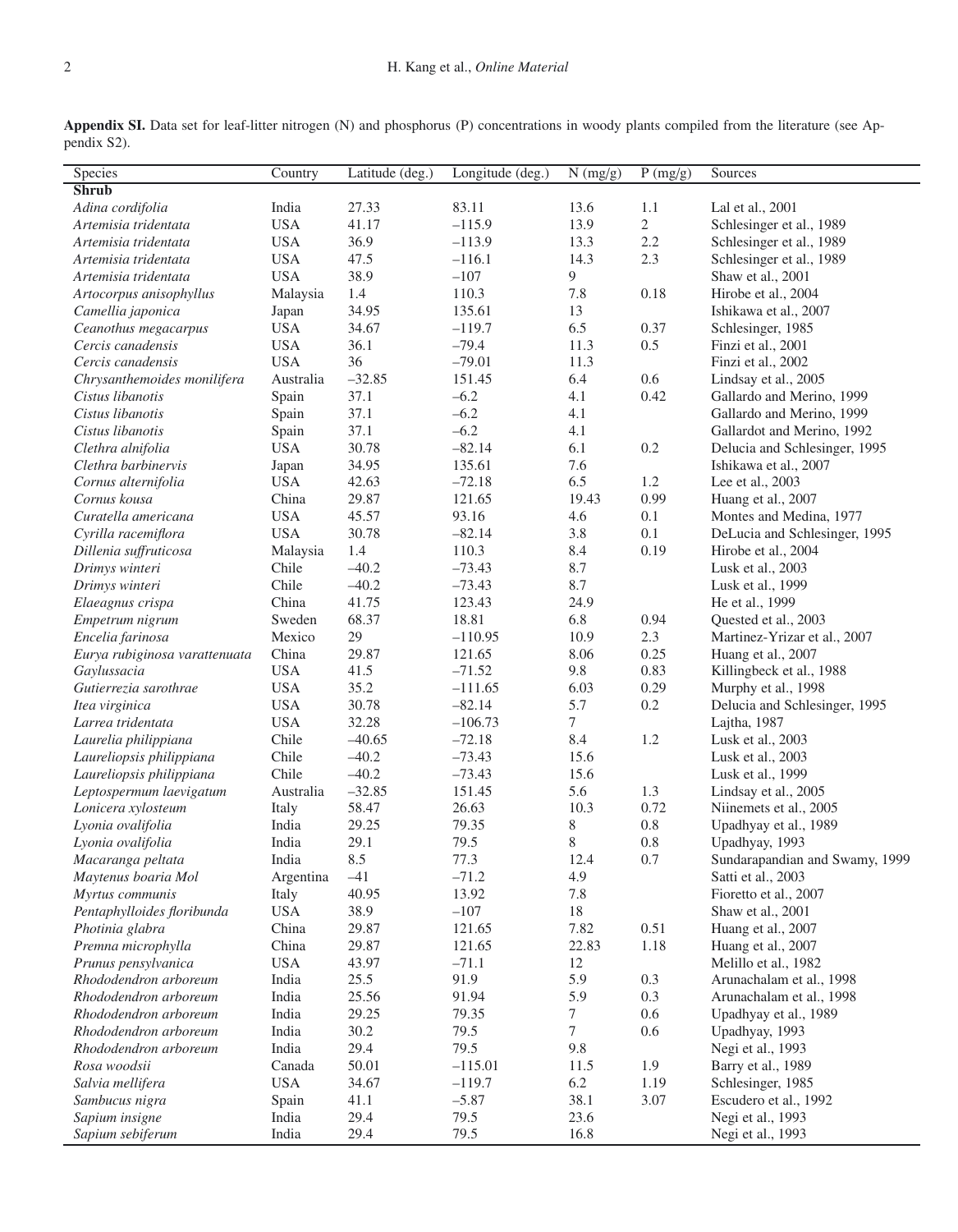**Appendix SI.** Data set for leaf-litter nitrogen (N) and phosphorus (P) concentrations in woody plants compiled from the literature (see Appendix S2).

| Species | Country | Latitude (deg.) | Longitude (deg.) | N (mg/g) | P (mg/g) | Sources |
|---|---|---|---|---|---|---|
| **Shrub** | | | | | | |
| *Adina cordifolia* | India | 27.33 | 83.11 | 13.6 | 1.1 | Lal et al., 2001 |
| *Artemisia tridentata* | USA | 41.17 | –115.9 | 13.9 | 2 | Schlesinger et al., 1989 |
| *Artemisia tridentata* | USA | 36.9 | –113.9 | 13.3 | 2.2 | Schlesinger et al., 1989 |
| *Artemisia tridentata* | USA | 47.5 | –116.1 | 14.3 | 2.3 | Schlesinger et al., 1989 |
| *Artemisia tridentata* | USA | 38.9 | –107 | 9 | | Shaw et al., 2001 |
| *Artocorpus anisophyllus* | Malaysia | 1.4 | 110.3 | 7.8 | 0.18 | Hirobe et al., 2004 |
| *Camellia japonica* | Japan | 34.95 | 135.61 | 13 | | Ishikawa et al., 2007 |
| *Ceanothus megacarpus* | USA | 34.67 | –119.7 | 6.5 | 0.37 | Schlesinger, 1985 |
| *Cercis canadensis* | USA | 36.1 | –79.4 | 11.3 | 0.5 | Finzi et al., 2001 |
| *Cercis canadensis* | USA | 36 | –79.01 | 11.3 | | Finzi et al., 2002 |
| *Chrysanthemoides monilifera* | Australia | –32.85 | 151.45 | 6.4 | 0.6 | Lindsay et al., 2005 |
| *Cistus libanotis* | Spain | 37.1 | –6.2 | 4.1 | 0.42 | Gallardo and Merino, 1999 |
| *Cistus libanotis* | Spain | 37.1 | –6.2 | 4.1 | | Gallardo and Merino, 1999 |
| *Cistus libanotis* | Spain | 37.1 | –6.2 | 4.1 | | Gallardot and Merino, 1992 |
| *Clethra alnifolia* | USA | 30.78 | –82.14 | 6.1 | 0.2 | Delucia and Schlesinger, 1995 |
| *Clethra barbinervis* | Japan | 34.95 | 135.61 | 7.6 | | Ishikawa et al., 2007 |
| *Cornus alternifolia* | USA | 42.63 | –72.18 | 6.5 | 1.2 | Lee et al., 2003 |
| *Cornus kousa* | China | 29.87 | 121.65 | 19.43 | 0.99 | Huang et al., 2007 |
| *Curatella americana* | USA | 45.57 | 93.16 | 4.6 | 0.1 | Montes and Medina, 1977 |
| *Cyrilla racemiflora* | USA | 30.78 | –82.14 | 3.8 | 0.1 | DeLucia and Schlesinger, 1995 |
| *Dillenia suffruticosa* | Malaysia | 1.4 | 110.3 | 8.4 | 0.19 | Hirobe et al., 2004 |
| *Drimys winteri* | Chile | –40.2 | –73.43 | 8.7 | | Lusk et al., 2003 |
| *Drimys winteri* | Chile | –40.2 | –73.43 | 8.7 | | Lusk et al., 1999 |
| *Elaeagnus crispa* | China | 41.75 | 123.43 | 24.9 | | He et al., 1999 |
| *Empetrum nigrum* | Sweden | 68.37 | 18.81 | 6.8 | 0.94 | Quested et al., 2003 |
| *Encelia farinosa* | Mexico | 29 | –110.95 | 10.9 | 2.3 | Martinez-Yrizar et al., 2007 |
| *Eurya rubiginosa varattenuata* | China | 29.87 | 121.65 | 8.06 | 0.25 | Huang et al., 2007 |
| *Gaylussacia* | USA | 41.5 | –71.52 | 9.8 | 0.83 | Killingbeck et al., 1988 |
| *Gutierrezia sarothrae* | USA | 35.2 | –111.65 | 6.03 | 0.29 | Murphy et al., 1998 |
| *Itea virginica* | USA | 30.78 | –82.14 | 5.7 | 0.2 | Delucia and Schlesinger, 1995 |
| *Larrea tridentata* | USA | 32.28 | –106.73 | 7 | | Lajtha, 1987 |
| *Laurelia philippiana* | Chile | –40.65 | –72.18 | 8.4 | 1.2 | Lusk et al., 2003 |
| *Laureliopsis philippiana* | Chile | –40.2 | –73.43 | 15.6 | | Lusk et al., 2003 |
| *Laureliopsis philippiana* | Chile | –40.2 | –73.43 | 15.6 | | Lusk et al., 1999 |
| *Leptospermum laevigatum* | Australia | –32.85 | 151.45 | 5.6 | 1.3 | Lindsay et al., 2005 |
| *Lonicera xylosteum* | Italy | 58.47 | 26.63 | 10.3 | 0.72 | Niinemets et al., 2005 |
| *Lyonia ovalifolia* | India | 29.25 | 79.35 | 8 | 0.8 | Upadhyay et al., 1989 |
| *Lyonia ovalifolia* | India | 29.1 | 79.5 | 8 | 0.8 | Upadhyay, 1993 |
| *Macaranga peltata* | India | 8.5 | 77.3 | 12.4 | 0.7 | Sundarapandian and Swamy, 1999 |
| *Maytenus boaria Mol* | Argentina | –41 | –71.2 | 4.9 | | Satti et al., 2003 |
| *Myrtus communis* | Italy | 40.95 | 13.92 | 7.8 | | Fioretto et al., 2007 |
| *Pentaphylloides floribunda* | USA | 38.9 | –107 | 18 | | Shaw et al., 2001 |
| *Photinia glabra* | China | 29.87 | 121.65 | 7.82 | 0.51 | Huang et al., 2007 |
| *Premna microphylla* | China | 29.87 | 121.65 | 22.83 | 1.18 | Huang et al., 2007 |
| *Prunus pensylvanica* | USA | 43.97 | –71.1 | 12 | | Melillo et al., 1982 |
| *Rhododendron arboreum* | India | 25.5 | 91.9 | 5.9 | 0.3 | Arunachalam et al., 1998 |
| *Rhododendron arboreum* | India | 25.56 | 91.94 | 5.9 | 0.3 | Arunachalam et al., 1998 |
| *Rhododendron arboreum* | India | 29.25 | 79.35 | 7 | 0.6 | Upadhyay et al., 1989 |
| *Rhododendron arboreum* | India | 30.2 | 79.5 | 7 | 0.6 | Upadhyay, 1993 |
| *Rhododendron arboreum* | India | 29.4 | 79.5 | 9.8 | | Negi et al., 1993 |
| *Rosa woodsii* | Canada | 50.01 | –115.01 | 11.5 | 1.9 | Barry et al., 1989 |
| *Salvia mellifera* | USA | 34.67 | –119.7 | 6.2 | 1.19 | Schlesinger, 1985 |
| *Sambucus nigra* | Spain | 41.1 | –5.87 | 38.1 | 3.07 | Escudero et al., 1992 |
| *Sapium insigne* | India | 29.4 | 79.5 | 23.6 | | Negi et al., 1993 |
| *Sapium sebiferum* | India | 29.4 | 79.5 | 16.8 | | Negi et al., 1993 |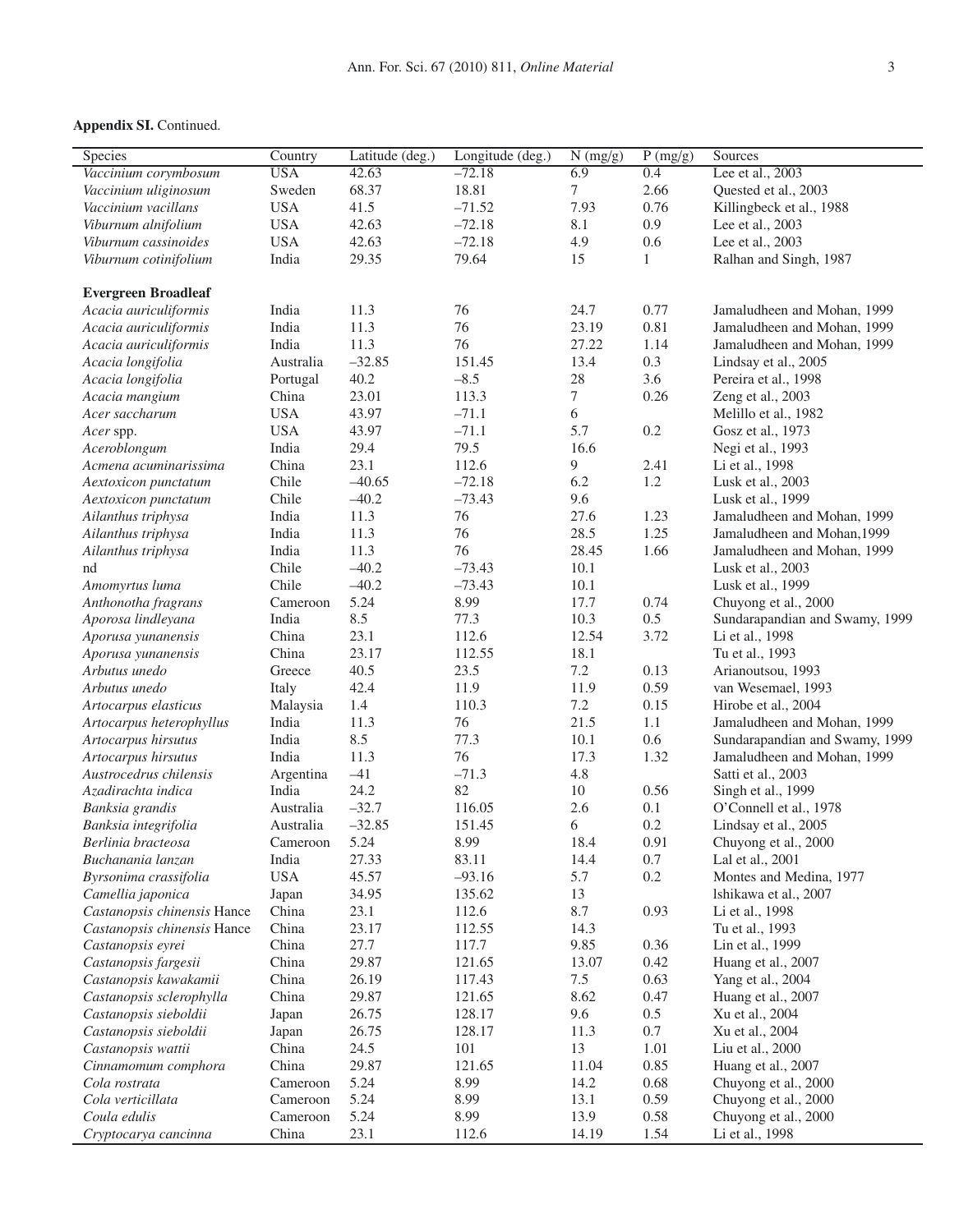**Appendix SI.** Continued.

| Species | Country | Latitude (deg.) | Longitude (deg.) | N (mg/g) | P (mg/g) | Sources |
|---|---|---|---|---|---|---|
| *Vaccinium corymbosum* | USA | 42.63 | –72.18 | 6.9 | 0.4 | Lee et al., 2003 |
| *Vaccinium uliginosum* | Sweden | 68.37 | 18.81 | 7 | 2.66 | Quested et al., 2003 |
| *Vaccinium vacillans* | USA | 41.5 | –71.52 | 7.93 | 0.76 | Killingbeck et al., 1988 |
| *Viburnum alnifolium* | USA | 42.63 | –72.18 | 8.1 | 0.9 | Lee et al., 2003 |
| *Viburnum cassinoides* | USA | 42.63 | –72.18 | 4.9 | 0.6 | Lee et al., 2003 |
| *Viburnum cotinifolium* | India | 29.35 | 79.64 | 15 | 1 | Ralhan and Singh, 1987 |
| **Evergreen Broadleaf** | | | | | | |
| *Acacia auriculiformis* | India | 11.3 | 76 | 24.7 | 0.77 | Jamaludheen and Mohan, 1999 |
| *Acacia auriculiformis* | India | 11.3 | 76 | 23.19 | 0.81 | Jamaludheen and Mohan, 1999 |
| *Acacia auriculiformis* | India | 11.3 | 76 | 27.22 | 1.14 | Jamaludheen and Mohan, 1999 |
| *Acacia longifolia* | Australia | –32.85 | 151.45 | 13.4 | 0.3 | Lindsay et al., 2005 |
| *Acacia longifolia* | Portugal | 40.2 | –8.5 | 28 | 3.6 | Pereira et al., 1998 |
| *Acacia mangium* | China | 23.01 | 113.3 | 7 | 0.26 | Zeng et al., 2003 |
| *Acer saccharum* | USA | 43.97 | –71.1 | 6 | | Melillo et al., 1982 |
| *Acer* spp. | USA | 43.97 | –71.1 | 5.7 | 0.2 | Gosz et al., 1973 |
| *Aceroblongum* | India | 29.4 | 79.5 | 16.6 | | Negi et al., 1993 |
| *Acmena acuminarissima* | China | 23.1 | 112.6 | 9 | 2.41 | Li et al., 1998 |
| *Aextoxicon punctatum* | Chile | –40.65 | –72.18 | 6.2 | 1.2 | Lusk et al., 2003 |
| *Aextoxicon punctatum* | Chile | –40.2 | –73.43 | 9.6 | | Lusk et al., 1999 |
| *Ailanthus triphysa* | India | 11.3 | 76 | 27.6 | 1.23 | Jamaludheen and Mohan, 1999 |
| *Ailanthus triphysa* | India | 11.3 | 76 | 28.5 | 1.25 | Jamaludheen and Mohan,1999 |
| *Ailanthus triphysa* | India | 11.3 | 76 | 28.45 | 1.66 | Jamaludheen and Mohan, 1999 |
| nd | Chile | –40.2 | –73.43 | 10.1 | | Lusk et al., 2003 |
| *Amomyrtus luma* | Chile | –40.2 | –73.43 | 10.1 | | Lusk et al., 1999 |
| *Anthonotha fragrans* | Cameroon | 5.24 | 8.99 | 17.7 | 0.74 | Chuyong et al., 2000 |
| *Aporosa lindleyana* | India | 8.5 | 77.3 | 10.3 | 0.5 | Sundarapandian and Swamy, 1999 |
| *Aporusa yunanensis* | China | 23.1 | 112.6 | 12.54 | 3.72 | Li et al., 1998 |
| *Aporusa yunanensis* | China | 23.17 | 112.55 | 18.1 | | Tu et al., 1993 |
| *Arbutus unedo* | Greece | 40.5 | 23.5 | 7.2 | 0.13 | Arianoutsou, 1993 |
| *Arbutus unedo* | Italy | 42.4 | 11.9 | 11.9 | 0.59 | van Wesemael, 1993 |
| *Artocarpus elasticus* | Malaysia | 1.4 | 110.3 | 7.2 | 0.15 | Hirobe et al., 2004 |
| *Artocarpus heterophyllus* | India | 11.3 | 76 | 21.5 | 1.1 | Jamaludheen and Mohan, 1999 |
| *Artocarpus hirsutus* | India | 8.5 | 77.3 | 10.1 | 0.6 | Sundarapandian and Swamy, 1999 |
| *Artocarpus hirsutus* | India | 11.3 | 76 | 17.3 | 1.32 | Jamaludheen and Mohan, 1999 |
| *Austrocedrus chilensis* | Argentina | –41 | –71.3 | 4.8 | | Satti et al., 2003 |
| *Azadirachta indica* | India | 24.2 | 82 | 10 | 0.56 | Singh et al., 1999 |
| *Banksia grandis* | Australia | –32.7 | 116.05 | 2.6 | 0.1 | O'Connell et al., 1978 |
| *Banksia integrifolia* | Australia | –32.85 | 151.45 | 6 | 0.2 | Lindsay et al., 2005 |
| *Berlinia bracteosa* | Cameroon | 5.24 | 8.99 | 18.4 | 0.91 | Chuyong et al., 2000 |
| *Buchanania lanzan* | India | 27.33 | 83.11 | 14.4 | 0.7 | Lal et al., 2001 |
| *Byrsonima crassifolia* | USA | 45.57 | –93.16 | 5.7 | 0.2 | Montes and Medina, 1977 |
| *Camellia japonica* | Japan | 34.95 | 135.62 | 13 | | Ishikawa et al., 2007 |
| *Castanopsis chinensis* Hance | China | 23.1 | 112.6 | 8.7 | 0.93 | Li et al., 1998 |
| *Castanopsis chinensis* Hance | China | 23.17 | 112.55 | 14.3 | | Tu et al., 1993 |
| *Castanopsis eyrei* | China | 27.7 | 117.7 | 9.85 | 0.36 | Lin et al., 1999 |
| *Castanopsis fargesii* | China | 29.87 | 121.65 | 13.07 | 0.42 | Huang et al., 2007 |
| *Castanopsis kawakamii* | China | 26.19 | 117.43 | 7.5 | 0.63 | Yang et al., 2004 |
| *Castanopsis sclerophylla* | China | 29.87 | 121.65 | 8.62 | 0.47 | Huang et al., 2007 |
| *Castanopsis sieboldii* | Japan | 26.75 | 128.17 | 9.6 | 0.5 | Xu et al., 2004 |
| *Castanopsis sieboldii* | Japan | 26.75 | 128.17 | 11.3 | 0.7 | Xu et al., 2004 |
| *Castanopsis wattii* | China | 24.5 | 101 | 13 | 1.01 | Liu et al., 2000 |
| *Cinnamomum comphora* | China | 29.87 | 121.65 | 11.04 | 0.85 | Huang et al., 2007 |
| *Cola rostrata* | Cameroon | 5.24 | 8.99 | 14.2 | 0.68 | Chuyong et al., 2000 |
| *Cola verticillata* | Cameroon | 5.24 | 8.99 | 13.1 | 0.59 | Chuyong et al., 2000 |
| *Coula edulis* | Cameroon | 5.24 | 8.99 | 13.9 | 0.58 | Chuyong et al., 2000 |
| *Cryptocarya cancinna* | China | 23.1 | 112.6 | 14.19 | 1.54 | Li et al., 1998 |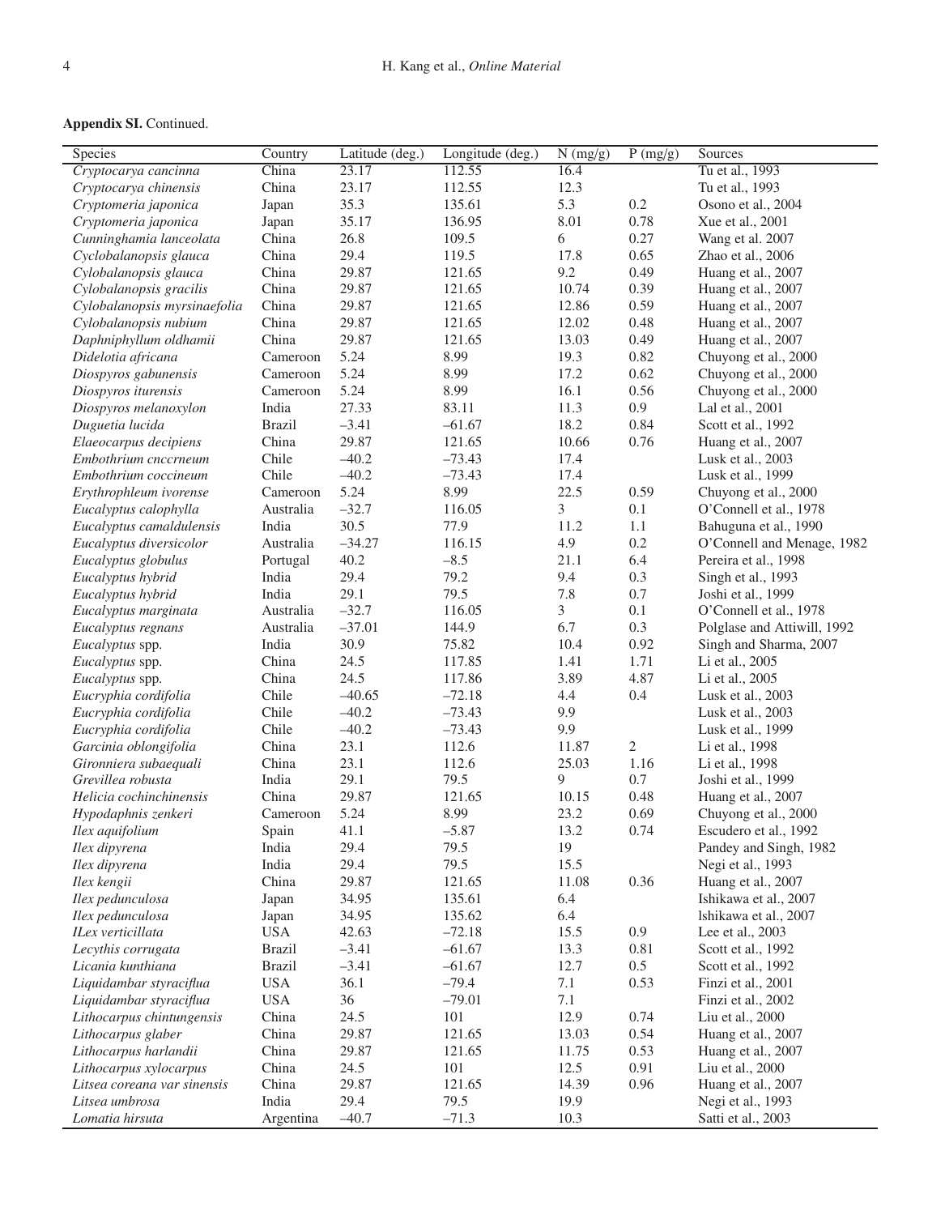**Appendix SI.** Continued.

| Species | Country | Latitude (deg.) | Longitude (deg.) | N (mg/g) | P (mg/g) | Sources |
|---|---|---|---|---|---|---|
| *Cryptocarya cancinna* | China | 23.17 | 112.55 | 16.4 | | Tu et al., 1993 |
| *Cryptocarya chinensis* | China | 23.17 | 112.55 | 12.3 | | Tu et al., 1993 |
| *Cryptomeria japonica* | Japan | 35.3 | 135.61 | 5.3 | 0.2 | Osono et al., 2004 |
| *Cryptomeria japonica* | Japan | 35.17 | 136.95 | 8.01 | 0.78 | Xue et al., 2001 |
| *Cunninghamia lanceolata* | China | 26.8 | 109.5 | 6 | 0.27 | Wang et al. 2007 |
| *Cyclobalanopsis glauca* | China | 29.4 | 119.5 | 17.8 | 0.65 | Zhao et al., 2006 |
| *Cylobalanopsis glauca* | China | 29.87 | 121.65 | 9.2 | 0.49 | Huang et al., 2007 |
| *Cylobalanopsis gracilis* | China | 29.87 | 121.65 | 10.74 | 0.39 | Huang et al., 2007 |
| *Cylobalanopsis myrsinaefolia* | China | 29.87 | 121.65 | 12.86 | 0.59 | Huang et al., 2007 |
| *Cylobalanopsis nubium* | China | 29.87 | 121.65 | 12.02 | 0.48 | Huang et al., 2007 |
| *Daphniphyllum oldhamii* | China | 29.87 | 121.65 | 13.03 | 0.49 | Huang et al., 2007 |
| *Didelotia africana* | Cameroon | 5.24 | 8.99 | 19.3 | 0.82 | Chuyong et al., 2000 |
| *Diospyros gabunensis* | Cameroon | 5.24 | 8.99 | 17.2 | 0.62 | Chuyong et al., 2000 |
| *Diospyros iturensis* | Cameroon | 5.24 | 8.99 | 16.1 | 0.56 | Chuyong et al., 2000 |
| *Diospyros melanoxylon* | India | 27.33 | 83.11 | 11.3 | 0.9 | Lal et al., 2001 |
| *Duguetia lucida* | Brazil | –3.41 | –61.67 | 18.2 | 0.84 | Scott et al., 1992 |
| *Elaeocarpus decipiens* | China | 29.87 | 121.65 | 10.66 | 0.76 | Huang et al., 2007 |
| *Embothrium cnccrneum* | Chile | –40.2 | –73.43 | 17.4 | | Lusk et al., 2003 |
| *Embothrium coccineum* | Chile | –40.2 | –73.43 | 17.4 | | Lusk et al., 1999 |
| *Erythrophleum ivorense* | Cameroon | 5.24 | 8.99 | 22.5 | 0.59 | Chuyong et al., 2000 |
| *Eucalyptus calophylla* | Australia | –32.7 | 116.05 | 3 | 0.1 | O'Connell et al., 1978 |
| *Eucalyptus camaldulensis* | India | 30.5 | 77.9 | 11.2 | 1.1 | Bahuguna et al., 1990 |
| *Eucalyptus diversicolor* | Australia | –34.27 | 116.15 | 4.9 | 0.2 | O'Connell and Menage, 1982 |
| *Eucalyptus globulus* | Portugal | 40.2 | –8.5 | 21.1 | 6.4 | Pereira et al., 1998 |
| *Eucalyptus hybrid* | India | 29.4 | 79.2 | 9.4 | 0.3 | Singh et al., 1993 |
| *Eucalyptus hybrid* | India | 29.1 | 79.5 | 7.8 | 0.7 | Joshi et al., 1999 |
| *Eucalyptus marginata* | Australia | –32.7 | 116.05 | 3 | 0.1 | O'Connell et al., 1978 |
| *Eucalyptus regnans* | Australia | –37.01 | 144.9 | 6.7 | 0.3 | Polglase and Attiwill, 1992 |
| *Eucalyptus* spp. | India | 30.9 | 75.82 | 10.4 | 0.92 | Singh and Sharma, 2007 |
| *Eucalyptus* spp. | China | 24.5 | 117.85 | 1.41 | 1.71 | Li et al., 2005 |
| *Eucalyptus* spp. | China | 24.5 | 117.86 | 3.89 | 4.87 | Li et al., 2005 |
| *Eucryphia cordifolia* | Chile | –40.65 | –72.18 | 4.4 | 0.4 | Lusk et al., 2003 |
| *Eucryphia cordifolia* | Chile | –40.2 | –73.43 | 9.9 | | Lusk et al., 2003 |
| *Eucryphia cordifolia* | Chile | –40.2 | –73.43 | 9.9 | | Lusk et al., 1999 |
| *Garcinia oblongifolia* | China | 23.1 | 112.6 | 11.87 | 2 | Li et al., 1998 |
| *Gironniera subaequali* | China | 23.1 | 112.6 | 25.03 | 1.16 | Li et al., 1998 |
| *Grevillea robusta* | India | 29.1 | 79.5 | 9 | 0.7 | Joshi et al., 1999 |
| *Helicia cochinchinensis* | China | 29.87 | 121.65 | 10.15 | 0.48 | Huang et al., 2007 |
| *Hypodaphnis zenkeri* | Cameroon | 5.24 | 8.99 | 23.2 | 0.69 | Chuyong et al., 2000 |
| *Ilex aquifolium* | Spain | 41.1 | –5.87 | 13.2 | 0.74 | Escudero et al., 1992 |
| *Ilex dipyrena* | India | 29.4 | 79.5 | 19 | | Pandey and Singh, 1982 |
| *Ilex dipyrena* | India | 29.4 | 79.5 | 15.5 | | Negi et al., 1993 |
| *Ilex kengii* | China | 29.87 | 121.65 | 11.08 | 0.36 | Huang et al., 2007 |
| *Ilex pedunculosa* | Japan | 34.95 | 135.61 | 6.4 | | Ishikawa et al., 2007 |
| *Ilex pedunculosa* | Japan | 34.95 | 135.62 | 6.4 | | lshikawa et al., 2007 |
| *ILex verticillata* | USA | 42.63 | –72.18 | 15.5 | 0.9 | Lee et al., 2003 |
| *Lecythis corrugata* | Brazil | –3.41 | –61.67 | 13.3 | 0.81 | Scott et al., 1992 |
| *Licania kunthiana* | Brazil | –3.41 | –61.67 | 12.7 | 0.5 | Scott et al., 1992 |
| *Liquidambar styraciflua* | USA | 36.1 | –79.4 | 7.1 | 0.53 | Finzi et al., 2001 |
| *Liquidambar styraciflua* | USA | 36 | –79.01 | 7.1 | | Finzi et al., 2002 |
| *Lithocarpus chintungensis* | China | 24.5 | 101 | 12.9 | 0.74 | Liu et al., 2000 |
| *Lithocarpus glaber* | China | 29.87 | 121.65 | 13.03 | 0.54 | Huang et al., 2007 |
| *Lithocarpus harlandii* | China | 29.87 | 121.65 | 11.75 | 0.53 | Huang et al., 2007 |
| *Lithocarpus xylocarpus* | China | 24.5 | 101 | 12.5 | 0.91 | Liu et al., 2000 |
| *Litsea coreana var sinensis* | China | 29.87 | 121.65 | 14.39 | 0.96 | Huang et al., 2007 |
| *Litsea umbrosa* | India | 29.4 | 79.5 | 19.9 | | Negi et al., 1993 |
| *Lomatia hirsuta* | Argentina | –40.7 | –71.3 | 10.3 | | Satti et al., 2003 |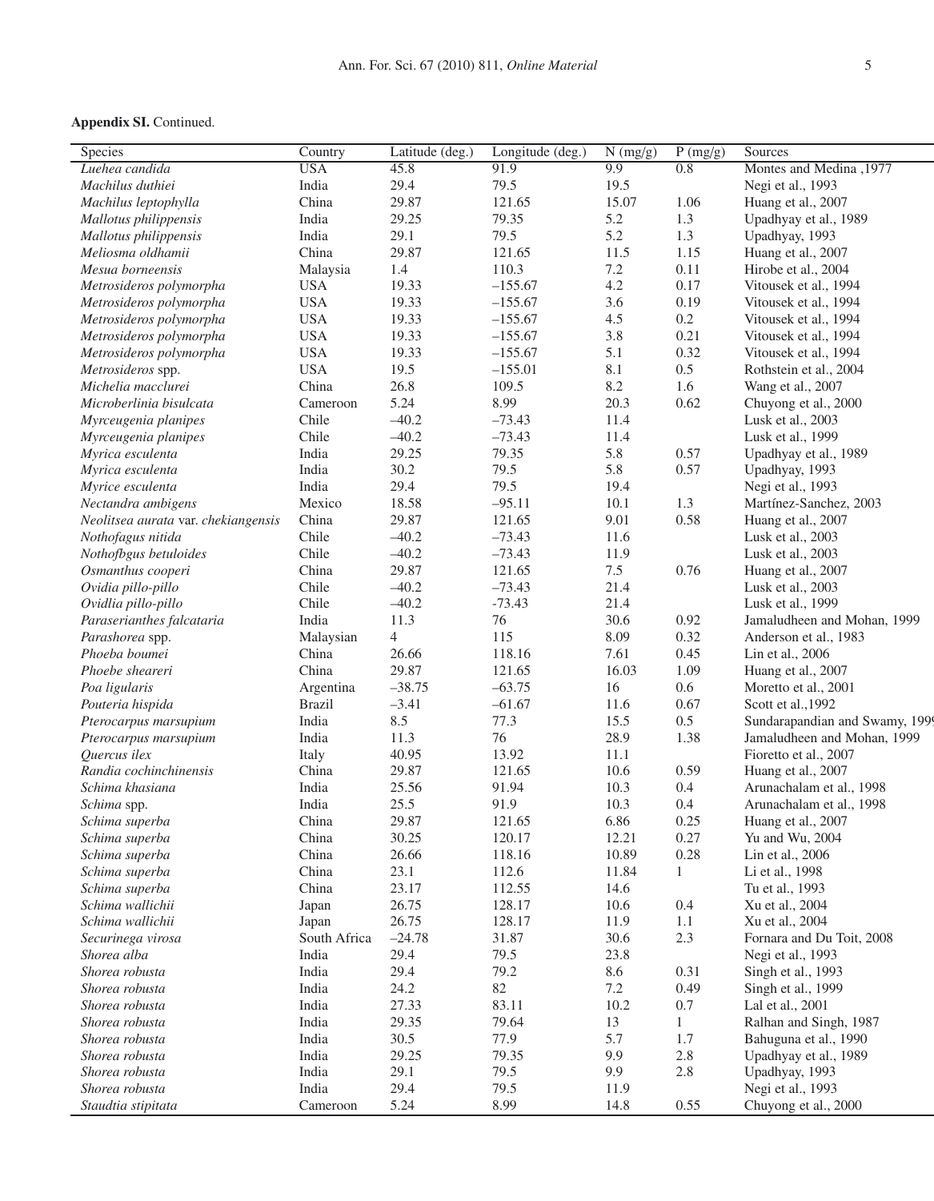**Appendix SI.** Continued.

| Species | Country | Latitude (deg.) | Longitude (deg.) | N (mg/g) | P (mg/g) | Sources |
|---|---|---|---|---|---|---|
| *Luehea candida* | USA | 45.8 | 91.9 | 9.9 | 0.8 | Montes and Medina ,1977 |
| *Machilus duthiei* | India | 29.4 | 79.5 | 19.5 | | Negi et al., 1993 |
| *Machilus leptophylla* | China | 29.87 | 121.65 | 15.07 | 1.06 | Huang et al., 2007 |
| *Mallotus philippensis* | India | 29.25 | 79.35 | 5.2 | 1.3 | Upadhyay et al., 1989 |
| *Mallotus philippensis* | India | 29.1 | 79.5 | 5.2 | 1.3 | Upadhyay, 1993 |
| *Meliosma oldhamii* | China | 29.87 | 121.65 | 11.5 | 1.15 | Huang et al., 2007 |
| *Mesua borneensis* | Malaysia | 1.4 | 110.3 | 7.2 | 0.11 | Hirobe et al., 2004 |
| *Metrosideros polymorpha* | USA | 19.33 | –155.67 | 4.2 | 0.17 | Vitousek et al., 1994 |
| *Metrosideros polymorpha* | USA | 19.33 | –155.67 | 3.6 | 0.19 | Vitousek et al., 1994 |
| *Metrosideros polymorpha* | USA | 19.33 | –155.67 | 4.5 | 0.2 | Vitousek et al., 1994 |
| *Metrosideros polymorpha* | USA | 19.33 | –155.67 | 3.8 | 0.21 | Vitousek et al., 1994 |
| *Metrosideros polymorpha* | USA | 19.33 | –155.67 | 5.1 | 0.32 | Vitousek et al., 1994 |
| *Metrosideros* spp. | USA | 19.5 | –155.01 | 8.1 | 0.5 | Rothstein et al., 2004 |
| *Michelia macclurei* | China | 26.8 | 109.5 | 8.2 | 1.6 | Wang et al., 2007 |
| *Microberlinia bisulcata* | Cameroon | 5.24 | 8.99 | 20.3 | 0.62 | Chuyong et al., 2000 |
| *Myrceugenia planipes* | Chile | –40.2 | –73.43 | 11.4 | | Lusk et al., 2003 |
| *Myrceugenia planipes* | Chile | –40.2 | –73.43 | 11.4 | | Lusk et al., 1999 |
| *Myrica esculenta* | India | 29.25 | 79.35 | 5.8 | 0.57 | Upadhyay et al., 1989 |
| *Myrica esculenta* | India | 30.2 | 79.5 | 5.8 | 0.57 | Upadhyay, 1993 |
| *Myrice esculenta* | India | 29.4 | 79.5 | 19.4 | | Negi et al., 1993 |
| *Nectandra ambigens* | Mexico | 18.58 | –95.11 | 10.1 | 1.3 | Martínez-Sanchez, 2003 |
| *Neolitsea aurata* var. *chekiangensis* | China | 29.87 | 121.65 | 9.01 | 0.58 | Huang et al., 2007 |
| *Nothofagus nitida* | Chile | –40.2 | –73.43 | 11.6 | | Lusk et al., 2003 |
| *Nothofbgus betuloides* | Chile | –40.2 | –73.43 | 11.9 | | Lusk et al., 2003 |
| *Osmanthus cooperi* | China | 29.87 | 121.65 | 7.5 | 0.76 | Huang et al., 2007 |
| *Ovidia pillo-pillo* | Chile | –40.2 | –73.43 | 21.4 | | Lusk et al., 2003 |
| *Ovidlia pillo-pillo* | Chile | –40.2 | -73.43 | 21.4 | | Lusk et al., 1999 |
| *Paraserianthes falcataria* | India | 11.3 | 76 | 30.6 | 0.92 | Jamaludheen and Mohan, 1999 |
| *Parashorea* spp. | Malaysian | 4 | 115 | 8.09 | 0.32 | Anderson et al., 1983 |
| *Phoeba boumei* | China | 26.66 | 118.16 | 7.61 | 0.45 | Lin et al., 2006 |
| *Phoebe sheareri* | China | 29.87 | 121.65 | 16.03 | 1.09 | Huang et al., 2007 |
| *Poa ligularis* | Argentina | –38.75 | –63.75 | 16 | 0.6 | Moretto et al., 2001 |
| *Pouteria hispida* | Brazil | –3.41 | –61.67 | 11.6 | 0.67 | Scott et al.,1992 |
| *Pterocarpus marsupium* | India | 8.5 | 77.3 | 15.5 | 0.5 | Sundarapandian and Swamy, 1999 |
| *Pterocarpus marsupium* | India | 11.3 | 76 | 28.9 | 1.38 | Jamaludheen and Mohan, 1999 |
| *Quercus ilex* | Italy | 40.95 | 13.92 | 11.1 | | Fioretto et al., 2007 |
| *Randia cochinchinensis* | China | 29.87 | 121.65 | 10.6 | 0.59 | Huang et al., 2007 |
| *Schima khasiana* | India | 25.56 | 91.94 | 10.3 | 0.4 | Arunachalam et al., 1998 |
| *Schima* spp. | India | 25.5 | 91.9 | 10.3 | 0.4 | Arunachalam et al., 1998 |
| *Schima superba* | China | 29.87 | 121.65 | 6.86 | 0.25 | Huang et al., 2007 |
| *Schima superba* | China | 30.25 | 120.17 | 12.21 | 0.27 | Yu and Wu, 2004 |
| *Schima superba* | China | 26.66 | 118.16 | 10.89 | 0.28 | Lin et al., 2006 |
| *Schima superba* | China | 23.1 | 112.6 | 11.84 | 1 | Li et al., 1998 |
| *Schima superba* | China | 23.17 | 112.55 | 14.6 | | Tu et al., 1993 |
| *Schima wallichii* | Japan | 26.75 | 128.17 | 10.6 | 0.4 | Xu et al., 2004 |
| *Schima wallichii* | Japan | 26.75 | 128.17 | 11.9 | 1.1 | Xu et al., 2004 |
| *Securinega virosa* | South Africa | –24.78 | 31.87 | 30.6 | 2.3 | Fornara and Du Toit, 2008 |
| *Shorea alba* | India | 29.4 | 79.5 | 23.8 | | Negi et al., 1993 |
| *Shorea robusta* | India | 29.4 | 79.2 | 8.6 | 0.31 | Singh et al., 1993 |
| *Shorea robusta* | India | 24.2 | 82 | 7.2 | 0.49 | Singh et al., 1999 |
| *Shorea robusta* | India | 27.33 | 83.11 | 10.2 | 0.7 | Lal et al., 2001 |
| *Shorea robusta* | India | 29.35 | 79.64 | 13 | 1 | Ralhan and Singh, 1987 |
| *Shorea robusta* | India | 30.5 | 77.9 | 5.7 | 1.7 | Bahuguna et al., 1990 |
| *Shorea robusta* | India | 29.25 | 79.35 | 9.9 | 2.8 | Upadhyay et al., 1989 |
| *Shorea robusta* | India | 29.1 | 79.5 | 9.9 | 2.8 | Upadhyay, 1993 |
| *Shorea robusta* | India | 29.4 | 79.5 | 11.9 | | Negi et al., 1993 |
| *Staudtia stipitata* | Cameroon | 5.24 | 8.99 | 14.8 | 0.55 | Chuyong et al., 2000 |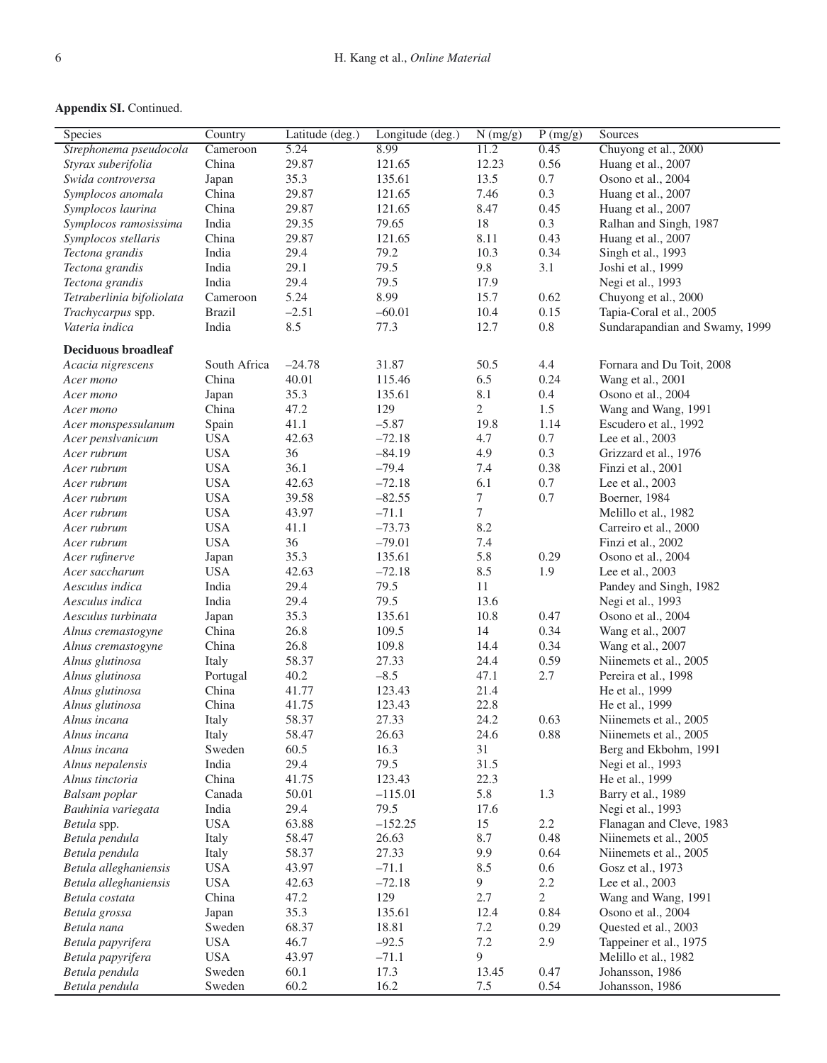**Appendix SI.** Continued.

| Species | Country | Latitude (deg.) | Longitude (deg.) | N (mg/g) | P (mg/g) | Sources |
|---|---|---|---|---|---|---|
| *Strephonema pseudocola* | Cameroon | 5.24 | 8.99 | 11.2 | 0.45 | Chuyong et al., 2000 |
| *Styrax suberifolia* | China | 29.87 | 121.65 | 12.23 | 0.56 | Huang et al., 2007 |
| *Swida controversa* | Japan | 35.3 | 135.61 | 13.5 | 0.7 | Osono et al., 2004 |
| *Symplocos anomala* | China | 29.87 | 121.65 | 7.46 | 0.3 | Huang et al., 2007 |
| *Symplocos laurina* | China | 29.87 | 121.65 | 8.47 | 0.45 | Huang et al., 2007 |
| *Symplocos ramosissima* | India | 29.35 | 79.65 | 18 | 0.3 | Ralhan and Singh, 1987 |
| *Symplocos stellaris* | China | 29.87 | 121.65 | 8.11 | 0.43 | Huang et al., 2007 |
| *Tectona grandis* | India | 29.4 | 79.2 | 10.3 | 0.34 | Singh et al., 1993 |
| *Tectona grandis* | India | 29.1 | 79.5 | 9.8 | 3.1 | Joshi et al., 1999 |
| *Tectona grandis* | India | 29.4 | 79.5 | 17.9 | | Negi et al., 1993 |
| *Tetraberlinia bifoliolata* | Cameroon | 5.24 | 8.99 | 15.7 | 0.62 | Chuyong et al., 2000 |
| *Trachycarpus* spp. | Brazil | –2.51 | –60.01 | 10.4 | 0.15 | Tapia-Coral et al., 2005 |
| *Vateria indica* | India | 8.5 | 77.3 | 12.7 | 0.8 | Sundarapandian and Swamy, 1999 |
| **Deciduous broadleaf** | | | | | | |
| *Acacia nigrescens* | South Africa | –24.78 | 31.87 | 50.5 | 4.4 | Fornara and Du Toit, 2008 |
| *Acer mono* | China | 40.01 | 115.46 | 6.5 | 0.24 | Wang et al., 2001 |
| *Acer mono* | Japan | 35.3 | 135.61 | 8.1 | 0.4 | Osono et al., 2004 |
| *Acer mono* | China | 47.2 | 129 | 2 | 1.5 | Wang and Wang, 1991 |
| *Acer monspessulanum* | Spain | 41.1 | –5.87 | 19.8 | 1.14 | Escudero et al., 1992 |
| *Acer penslvanicum* | USA | 42.63 | –72.18 | 4.7 | 0.7 | Lee et al., 2003 |
| *Acer rubrum* | USA | 36 | –84.19 | 4.9 | 0.3 | Grizzard et al., 1976 |
| *Acer rubrum* | USA | 36.1 | –79.4 | 7.4 | 0.38 | Finzi et al., 2001 |
| *Acer rubrum* | USA | 42.63 | –72.18 | 6.1 | 0.7 | Lee et al., 2003 |
| *Acer rubrum* | USA | 39.58 | –82.55 | 7 | 0.7 | Boerner, 1984 |
| *Acer rubrum* | USA | 43.97 | –71.1 | 7 | | Melillo et al., 1982 |
| *Acer rubrum* | USA | 41.1 | –73.73 | 8.2 | | Carreiro et al., 2000 |
| *Acer rubrum* | USA | 36 | –79.01 | 7.4 | | Finzi et al., 2002 |
| *Acer rufinerve* | Japan | 35.3 | 135.61 | 5.8 | 0.29 | Osono et al., 2004 |
| *Acer saccharum* | USA | 42.63 | –72.18 | 8.5 | 1.9 | Lee et al., 2003 |
| *Aesculus indica* | India | 29.4 | 79.5 | 11 | | Pandey and Singh, 1982 |
| *Aesculus indica* | India | 29.4 | 79.5 | 13.6 | | Negi et al., 1993 |
| *Aesculus turbinata* | Japan | 35.3 | 135.61 | 10.8 | 0.47 | Osono et al., 2004 |
| *Alnus cremastogyne* | China | 26.8 | 109.5 | 14 | 0.34 | Wang et al., 2007 |
| *Alnus cremastogyne* | China | 26.8 | 109.8 | 14.4 | 0.34 | Wang et al., 2007 |
| *Alnus glutinosa* | Italy | 58.37 | 27.33 | 24.4 | 0.59 | Niinemets et al., 2005 |
| *Alnus glutinosa* | Portugal | 40.2 | –8.5 | 47.1 | 2.7 | Pereira et al., 1998 |
| *Alnus glutinosa* | China | 41.77 | 123.43 | 21.4 | | He et al., 1999 |
| *Alnus glutinosa* | China | 41.75 | 123.43 | 22.8 | | He et al., 1999 |
| *Alnus incana* | Italy | 58.37 | 27.33 | 24.2 | 0.63 | Niinemets et al., 2005 |
| *Alnus incana* | Italy | 58.47 | 26.63 | 24.6 | 0.88 | Niinemets et al., 2005 |
| *Alnus incana* | Sweden | 60.5 | 16.3 | 31 | | Berg and Ekbohm, 1991 |
| *Alnus nepalensis* | India | 29.4 | 79.5 | 31.5 | | Negi et al., 1993 |
| *Alnus tinctoria* | China | 41.75 | 123.43 | 22.3 | | He et al., 1999 |
| *Balsam poplar* | Canada | 50.01 | –115.01 | 5.8 | 1.3 | Barry et al., 1989 |
| *Bauhinia variegata* | India | 29.4 | 79.5 | 17.6 | | Negi et al., 1993 |
| *Betula* spp. | USA | 63.88 | –152.25 | 15 | 2.2 | Flanagan and Cleve, 1983 |
| *Betula pendula* | Italy | 58.47 | 26.63 | 8.7 | 0.48 | Niinemets et al., 2005 |
| *Betula pendula* | Italy | 58.37 | 27.33 | 9.9 | 0.64 | Niinemets et al., 2005 |
| *Betula alleghaniensis* | USA | 43.97 | –71.1 | 8.5 | 0.6 | Gosz et al., 1973 |
| *Betula alleghaniensis* | USA | 42.63 | –72.18 | 9 | 2.2 | Lee et al., 2003 |
| *Betula costata* | China | 47.2 | 129 | 2.7 | 2 | Wang and Wang, 1991 |
| *Betula grossa* | Japan | 35.3 | 135.61 | 12.4 | 0.84 | Osono et al., 2004 |
| *Betula nana* | Sweden | 68.37 | 18.81 | 7.2 | 0.29 | Quested et al., 2003 |
| *Betula papyrifera* | USA | 46.7 | –92.5 | 7.2 | 2.9 | Tappeiner et al., 1975 |
| *Betula papyrifera* | USA | 43.97 | –71.1 | 9 | | Melillo et al., 1982 |
| *Betula pendula* | Sweden | 60.1 | 17.3 | 13.45 | 0.47 | Johansson, 1986 |
| *Betula pendula* | Sweden | 60.2 | 16.2 | 7.5 | 0.54 | Johansson, 1986 |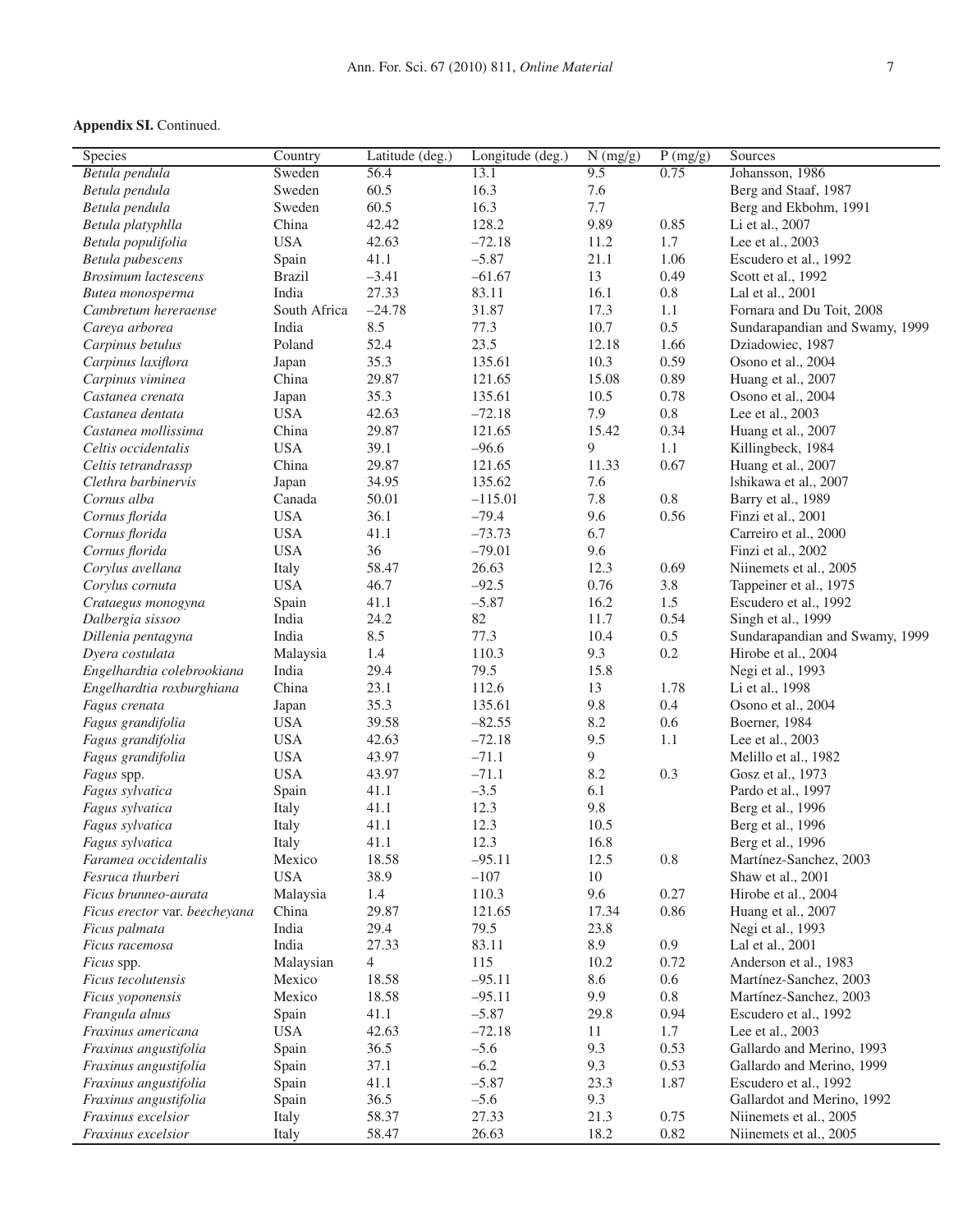**Appendix SI.** Continued.

| Species | Country | Latitude (deg.) | Longitude (deg.) | N (mg/g) | P (mg/g) | Sources |
|---|---|---|---|---|---|---|
| *Betula pendula* | Sweden | 56.4 | 13.1 | 9.5 | 0.75 | Johansson, 1986 |
| *Betula pendula* | Sweden | 60.5 | 16.3 | 7.6 | | Berg and Staaf, 1987 |
| *Betula pendula* | Sweden | 60.5 | 16.3 | 7.7 | | Berg and Ekbohm, 1991 |
| *Betula platyphlla* | China | 42.42 | 128.2 | 9.89 | 0.85 | Li et al., 2007 |
| *Betula populifolia* | USA | 42.63 | −72.18 | 11.2 | 1.7 | Lee et al., 2003 |
| *Betula pubescens* | Spain | 41.1 | −5.87 | 21.1 | 1.06 | Escudero et al., 1992 |
| *Brosimum lactescens* | Brazil | −3.41 | −61.67 | 13 | 0.49 | Scott et al., 1992 |
| *Butea monosperma* | India | 27.33 | 83.11 | 16.1 | 0.8 | Lal et al., 2001 |
| *Cambretum hereraense* | South Africa | −24.78 | 31.87 | 17.3 | 1.1 | Fornara and Du Toit, 2008 |
| *Careya arborea* | India | 8.5 | 77.3 | 10.7 | 0.5 | Sundarapandian and Swamy, 1999 |
| *Carpinus betulus* | Poland | 52.4 | 23.5 | 12.18 | 1.66 | Dziadowiec, 1987 |
| *Carpinus laxiflora* | Japan | 35.3 | 135.61 | 10.3 | 0.59 | Osono et al., 2004 |
| *Carpinus viminea* | China | 29.87 | 121.65 | 15.08 | 0.89 | Huang et al., 2007 |
| *Castanea crenata* | Japan | 35.3 | 135.61 | 10.5 | 0.78 | Osono et al., 2004 |
| *Castanea dentata* | USA | 42.63 | −72.18 | 7.9 | 0.8 | Lee et al., 2003 |
| *Castanea mollissima* | China | 29.87 | 121.65 | 15.42 | 0.34 | Huang et al., 2007 |
| *Celtis occidentalis* | USA | 39.1 | −96.6 | 9 | 1.1 | Killingbeck, 1984 |
| *Celtis tetrandrassp* | China | 29.87 | 121.65 | 11.33 | 0.67 | Huang et al., 2007 |
| *Clethra barbinervis* | Japan | 34.95 | 135.62 | 7.6 | | lshikawa et al., 2007 |
| *Cornus alba* | Canada | 50.01 | −115.01 | 7.8 | 0.8 | Barry et al., 1989 |
| *Cornus florida* | USA | 36.1 | −79.4 | 9.6 | 0.56 | Finzi et al., 2001 |
| *Cornus florida* | USA | 41.1 | −73.73 | 6.7 | | Carreiro et al., 2000 |
| *Cornus florida* | USA | 36 | −79.01 | 9.6 | | Finzi et al., 2002 |
| *Corylus avellana* | Italy | 58.47 | 26.63 | 12.3 | 0.69 | Niinemets et al., 2005 |
| *Corylus cornuta* | USA | 46.7 | −92.5 | 0.76 | 3.8 | Tappeiner et al., 1975 |
| *Crataegus monogyna* | Spain | 41.1 | −5.87 | 16.2 | 1.5 | Escudero et al., 1992 |
| *Dalbergia sissoo* | India | 24.2 | 82 | 11.7 | 0.54 | Singh et al., 1999 |
| *Dillenia pentagyna* | India | 8.5 | 77.3 | 10.4 | 0.5 | Sundarapandian and Swamy, 1999 |
| *Dyera costulata* | Malaysia | 1.4 | 110.3 | 9.3 | 0.2 | Hirobe et al., 2004 |
| *Engelhardtia colebrookiana* | India | 29.4 | 79.5 | 15.8 | | Negi et al., 1993 |
| *Engelhardtia roxburghiana* | China | 23.1 | 112.6 | 13 | 1.78 | Li et al., 1998 |
| *Fagus crenata* | Japan | 35.3 | 135.61 | 9.8 | 0.4 | Osono et al., 2004 |
| *Fagus grandifolia* | USA | 39.58 | −82.55 | 8.2 | 0.6 | Boerner, 1984 |
| *Fagus grandifolia* | USA | 42.63 | −72.18 | 9.5 | 1.1 | Lee et al., 2003 |
| *Fagus grandifolia* | USA | 43.97 | −71.1 | 9 | | Melillo et al., 1982 |
| *Fagus* spp. | USA | 43.97 | −71.1 | 8.2 | 0.3 | Gosz et al., 1973 |
| *Fagus sylvatica* | Spain | 41.1 | −3.5 | 6.1 | | Pardo et al., 1997 |
| *Fagus sylvatica* | Italy | 41.1 | 12.3 | 9.8 | | Berg et al., 1996 |
| *Fagus sylvatica* | Italy | 41.1 | 12.3 | 10.5 | | Berg et al., 1996 |
| *Fagus sylvatica* | Italy | 41.1 | 12.3 | 16.8 | | Berg et al., 1996 |
| *Faramea occidentalis* | Mexico | 18.58 | −95.11 | 12.5 | 0.8 | Martínez-Sanchez, 2003 |
| *Fesruca thurberi* | USA | 38.9 | −107 | 10 | | Shaw et al., 2001 |
| *Ficus brunneo-aurata* | Malaysia | 1.4 | 110.3 | 9.6 | 0.27 | Hirobe et al., 2004 |
| *Ficus erector* var. *beecheyana* | China | 29.87 | 121.65 | 17.34 | 0.86 | Huang et al., 2007 |
| *Ficus palmata* | India | 29.4 | 79.5 | 23.8 | | Negi et al., 1993 |
| *Ficus racemosa* | India | 27.33 | 83.11 | 8.9 | 0.9 | Lal et al., 2001 |
| *Ficus* spp. | Malaysian | 4 | 115 | 10.2 | 0.72 | Anderson et al., 1983 |
| *Ficus tecolutensis* | Mexico | 18.58 | −95.11 | 8.6 | 0.6 | Martínez-Sanchez, 2003 |
| *Ficus yoponensis* | Mexico | 18.58 | −95.11 | 9.9 | 0.8 | Martínez-Sanchez, 2003 |
| *Frangula alnus* | Spain | 41.1 | −5.87 | 29.8 | 0.94 | Escudero et al., 1992 |
| *Fraxinus americana* | USA | 42.63 | −72.18 | 11 | 1.7 | Lee et al., 2003 |
| *Fraxinus angustifolia* | Spain | 36.5 | −5.6 | 9.3 | 0.53 | Gallardo and Merino, 1993 |
| *Fraxinus angustifolia* | Spain | 37.1 | −6.2 | 9.3 | 0.53 | Gallardo and Merino, 1999 |
| *Fraxinus angustifolia* | Spain | 41.1 | −5.87 | 23.3 | 1.87 | Escudero et al., 1992 |
| *Fraxinus angustifolia* | Spain | 36.5 | −5.6 | 9.3 | | Gallardot and Merino, 1992 |
| *Fraxinus excelsior* | Italy | 58.37 | 27.33 | 21.3 | 0.75 | Niinemets et al., 2005 |
| *Fraxinus excelsior* | Italy | 58.47 | 26.63 | 18.2 | 0.82 | Niinemets et al., 2005 |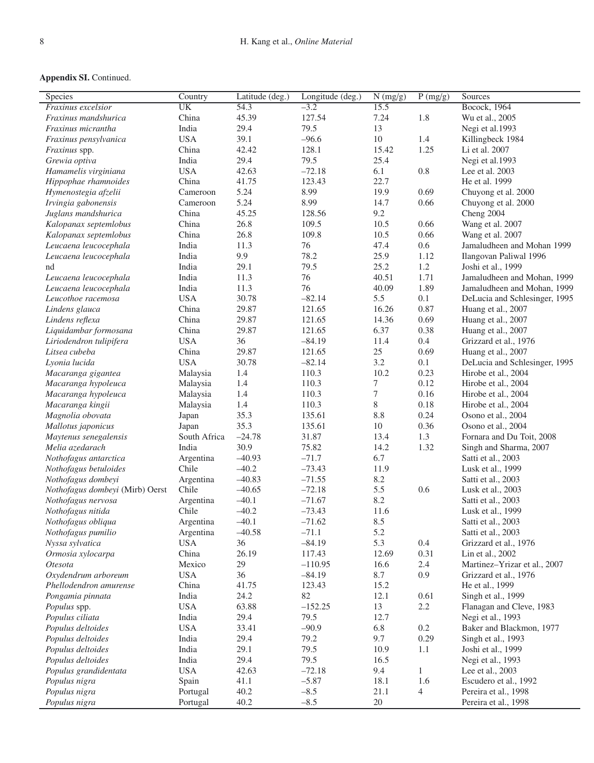**Appendix SI.** Continued.

| Species | Country | Latitude (deg.) | Longitude (deg.) | N (mg/g) | P (mg/g) | Sources |
|---|---|---|---|---|---|---|
| *Fraxinus excelsior* | UK | 54.3 | –3.2 | 15.5 | | Bocock, 1964 |
| *Fraxinus mandshurica* | China | 45.39 | 127.54 | 7.24 | 1.8 | Wu et al., 2005 |
| *Fraxinus micrantha* | India | 29.4 | 79.5 | 13 | | Negi et al.1993 |
| *Fraxinus pensylvanica* | USA | 39.1 | –96.6 | 10 | 1.4 | Killingbeck 1984 |
| *Fraxinus* spp. | China | 42.42 | 128.1 | 15.42 | 1.25 | Li et al. 2007 |
| *Grewia optiva* | India | 29.4 | 79.5 | 25.4 | | Negi et al.1993 |
| *Hamamelis virginiana* | USA | 42.63 | –72.18 | 6.1 | 0.8 | Lee et al. 2003 |
| *Hippophae rhamnoides* | China | 41.75 | 123.43 | 22.7 | | He et al. 1999 |
| *Hymenostegia afzelii* | Cameroon | 5.24 | 8.99 | 19.9 | 0.69 | Chuyong et al. 2000 |
| *Irvingia gabonensis* | Cameroon | 5.24 | 8.99 | 14.7 | 0.66 | Chuyong et al. 2000 |
| *Juglans mandshurica* | China | 45.25 | 128.56 | 9.2 | | Cheng 2004 |
| *Kalopanax septemlobus* | China | 26.8 | 109.5 | 10.5 | 0.66 | Wang et al. 2007 |
| *Kalopanax septemlobus* | China | 26.8 | 109.8 | 10.5 | 0.66 | Wang et al. 2007 |
| *Leucaena leucocephala* | India | 11.3 | 76 | 47.4 | 0.6 | Jamaludheen and Mohan 1999 |
| *Leucaena leucocephala* | India | 9.9 | 78.2 | 25.9 | 1.12 | Ilangovan Paliwal 1996 |
| nd | India | 29.1 | 79.5 | 25.2 | 1.2 | Joshi et al., 1999 |
| *Leucaena leucocephala* | India | 11.3 | 76 | 40.51 | 1.71 | Jamaludheen and Mohan, 1999 |
| *Leucaena leucocephala* | India | 11.3 | 76 | 40.09 | 1.89 | Jamaludheen and Mohan, 1999 |
| *Leucothoe racemosa* | USA | 30.78 | –82.14 | 5.5 | 0.1 | DeLucia and Schlesinger, 1995 |
| *Lindens glauca* | China | 29.87 | 121.65 | 16.26 | 0.87 | Huang et al., 2007 |
| *Lindens reflexa* | China | 29.87 | 121.65 | 14.36 | 0.69 | Huang et al., 2007 |
| *Liquidambar formosana* | China | 29.87 | 121.65 | 6.37 | 0.38 | Huang et al., 2007 |
| *Liriodendron tulipifera* | USA | 36 | –84.19 | 11.4 | 0.4 | Grizzard et al., 1976 |
| *Litsea cubeba* | China | 29.87 | 121.65 | 25 | 0.69 | Huang et al., 2007 |
| *Lyonia lucida* | USA | 30.78 | –82.14 | 3.2 | 0.1 | DeLucia and Schlesinger, 1995 |
| *Macaranga gigantea* | Malaysia | 1.4 | 110.3 | 10.2 | 0.23 | Hirobe et al., 2004 |
| *Macaranga hypoleuca* | Malaysia | 1.4 | 110.3 | 7 | 0.12 | Hirobe et al., 2004 |
| *Macaranga hypoleuca* | Malaysia | 1.4 | 110.3 | 7 | 0.16 | Hirobe et al., 2004 |
| *Macaranga kingii* | Malaysia | 1.4 | 110.3 | 8 | 0.18 | Hirobe et al., 2004 |
| *Magnolia obovata* | Japan | 35.3 | 135.61 | 8.8 | 0.24 | Osono et al., 2004 |
| *Mallotus japonicus* | Japan | 35.3 | 135.61 | 10 | 0.36 | Osono et al., 2004 |
| *Maytenus senegalensis* | South Africa | –24.78 | 31.87 | 13.4 | 1.3 | Fornara and Du Toit, 2008 |
| *Melia azedarach* | India | 30.9 | 75.82 | 14.2 | 1.32 | Singh and Sharma, 2007 |
| *Nothofagus antarctica* | Argentina | –40.93 | –71.7 | 6.7 | | Satti et al., 2003 |
| *Nothofagus betuloides* | Chile | –40.2 | –73.43 | 11.9 | | Lusk et al., 1999 |
| *Nothofagus dombeyi* | Argentina | –40.83 | –71.55 | 8.2 | | Satti et al., 2003 |
| *Nothofagus dombeyi* (Mirb) Oerst | Chile | –40.65 | –72.18 | 5.5 | 0.6 | Lusk et al., 2003 |
| *Nothofagus nervosa* | Argentina | –40.1 | –71.67 | 8.2 | | Satti et al., 2003 |
| *Nothofagus nitida* | Chile | –40.2 | –73.43 | 11.6 | | Lusk et al., 1999 |
| *Nothofagus obliqua* | Argentina | –40.1 | –71.62 | 8.5 | | Satti et al., 2003 |
| *Nothofagus pumilio* | Argentina | –40.58 | –71.1 | 5.2 | | Satti et al., 2003 |
| *Nyssa sylvatica* | USA | 36 | –84.19 | 5.3 | 0.4 | Grizzard et al., 1976 |
| *Ormosia xylocarpa* | China | 26.19 | 117.43 | 12.69 | 0.31 | Lin et al., 2002 |
| *Otesota* | Mexico | 29 | –110.95 | 16.6 | 2.4 | Martinez–Yrizar et al., 2007 |
| *Oxydendrum arboreum* | USA | 36 | –84.19 | 8.7 | 0.9 | Grizzard et al., 1976 |
| *Phellodendron amurense* | China | 41.75 | 123.43 | 15.2 | | He et al., 1999 |
| *Pongamia pinnata* | India | 24.2 | 82 | 12.1 | 0.61 | Singh et al., 1999 |
| *Populus* spp. | USA | 63.88 | –152.25 | 13 | 2.2 | Flanagan and Cleve, 1983 |
| *Populus ciliata* | India | 29.4 | 79.5 | 12.7 | | Negi et al., 1993 |
| *Populus deltoides* | USA | 33.41 | –90.9 | 6.8 | 0.2 | Baker and Blackmon, 1977 |
| *Populus deltoides* | India | 29.4 | 79.2 | 9.7 | 0.29 | Singh et al., 1993 |
| *Populus deltoides* | India | 29.1 | 79.5 | 10.9 | 1.1 | Joshi et al., 1999 |
| *Populus deltoides* | India | 29.4 | 79.5 | 16.5 | | Negi et al., 1993 |
| *Populus grandidentata* | USA | 42.63 | –72.18 | 9.4 | 1 | Lee et al., 2003 |
| *Populus nigra* | Spain | 41.1 | –5.87 | 18.1 | 1.6 | Escudero et al., 1992 |
| *Populus nigra* | Portugal | 40.2 | –8.5 | 21.1 | 4 | Pereira et al., 1998 |
| *Populus nigra* | Portugal | 40.2 | –8.5 | 20 | | Pereira et al., 1998 |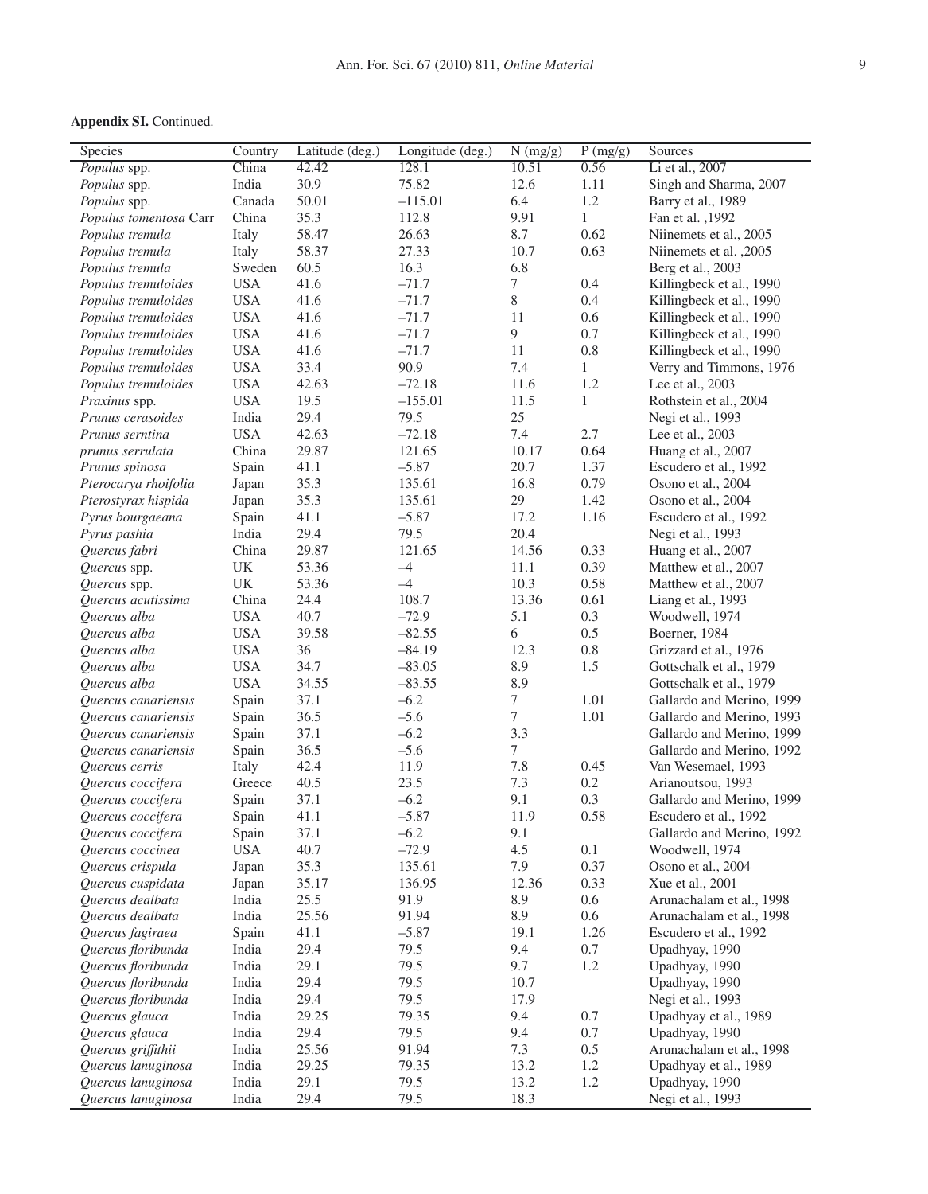**Appendix SI.** Continued.

| Species | Country | Latitude (deg.) | Longitude (deg.) | N (mg/g) | P (mg/g) | Sources |
|---|---|---|---|---|---|---|
| *Populus* spp. | China | 42.42 | 128.1 | 10.51 | 0.56 | Li et al., 2007 |
| *Populus* spp. | India | 30.9 | 75.82 | 12.6 | 1.11 | Singh and Sharma, 2007 |
| *Populus* spp. | Canada | 50.01 | –115.01 | 6.4 | 1.2 | Barry et al., 1989 |
| *Populus tomentosa* Carr | China | 35.3 | 112.8 | 9.91 | 1 | Fan et al. ,1992 |
| *Populus tremula* | Italy | 58.47 | 26.63 | 8.7 | 0.62 | Niinemets et al., 2005 |
| *Populus tremula* | Italy | 58.37 | 27.33 | 10.7 | 0.63 | Niinemets et al. ,2005 |
| *Populus tremula* | Sweden | 60.5 | 16.3 | 6.8 | | Berg et al., 2003 |
| *Populus tremuloides* | USA | 41.6 | –71.7 | 7 | 0.4 | Killingbeck et al., 1990 |
| *Populus tremuloides* | USA | 41.6 | –71.7 | 8 | 0.4 | Killingbeck et al., 1990 |
| *Populus tremuloides* | USA | 41.6 | –71.7 | 11 | 0.6 | Killingbeck et al., 1990 |
| *Populus tremuloides* | USA | 41.6 | –71.7 | 9 | 0.7 | Killingbeck et al., 1990 |
| *Populus tremuloides* | USA | 41.6 | –71.7 | 11 | 0.8 | Killingbeck et al., 1990 |
| *Populus tremuloides* | USA | 33.4 | 90.9 | 7.4 | 1 | Verry and Timmons, 1976 |
| *Populus tremuloides* | USA | 42.63 | –72.18 | 11.6 | 1.2 | Lee et al., 2003 |
| *Praxinus* spp. | USA | 19.5 | –155.01 | 11.5 | 1 | Rothstein et al., 2004 |
| *Prunus cerasoides* | India | 29.4 | 79.5 | 25 | | Negi et al., 1993 |
| *Prunus serntina* | USA | 42.63 | –72.18 | 7.4 | 2.7 | Lee et al., 2003 |
| *prunus serrulata* | China | 29.87 | 121.65 | 10.17 | 0.64 | Huang et al., 2007 |
| *Prunus spinosa* | Spain | 41.1 | –5.87 | 20.7 | 1.37 | Escudero et al., 1992 |
| *Pterocarya rhoifolia* | Japan | 35.3 | 135.61 | 16.8 | 0.79 | Osono et al., 2004 |
| *Pterostyrax hispida* | Japan | 35.3 | 135.61 | 29 | 1.42 | Osono et al., 2004 |
| *Pyrus bourgaeana* | Spain | 41.1 | –5.87 | 17.2 | 1.16 | Escudero et al., 1992 |
| *Pyrus pashia* | India | 29.4 | 79.5 | 20.4 | | Negi et al., 1993 |
| *Quercus fabri* | China | 29.87 | 121.65 | 14.56 | 0.33 | Huang et al., 2007 |
| *Quercus* spp. | UK | 53.36 | –4 | 11.1 | 0.39 | Matthew et al., 2007 |
| *Quercus* spp. | UK | 53.36 | –4 | 10.3 | 0.58 | Matthew et al., 2007 |
| *Quercus acutissima* | China | 24.4 | 108.7 | 13.36 | 0.61 | Liang et al., 1993 |
| *Quercus alba* | USA | 40.7 | –72.9 | 5.1 | 0.3 | Woodwell, 1974 |
| *Quercus alba* | USA | 39.58 | –82.55 | 6 | 0.5 | Boerner, 1984 |
| *Quercus alba* | USA | 36 | –84.19 | 12.3 | 0.8 | Grizzard et al., 1976 |
| *Quercus alba* | USA | 34.7 | –83.05 | 8.9 | 1.5 | Gottschalk et al., 1979 |
| *Quercus alba* | USA | 34.55 | –83.55 | 8.9 | | Gottschalk et al., 1979 |
| *Quercus canariensis* | Spain | 37.1 | –6.2 | 7 | 1.01 | Gallardo and Merino, 1999 |
| *Quercus canariensis* | Spain | 36.5 | –5.6 | 7 | 1.01 | Gallardo and Merino, 1993 |
| *Quercus canariensis* | Spain | 37.1 | –6.2 | 3.3 | | Gallardo and Merino, 1999 |
| *Quercus canariensis* | Spain | 36.5 | –5.6 | 7 | | Gallardo and Merino, 1992 |
| *Quercus cerris* | Italy | 42.4 | 11.9 | 7.8 | 0.45 | Van Wesemael, 1993 |
| *Quercus coccifera* | Greece | 40.5 | 23.5 | 7.3 | 0.2 | Arianoutsou, 1993 |
| *Quercus coccifera* | Spain | 37.1 | –6.2 | 9.1 | 0.3 | Gallardo and Merino, 1999 |
| *Quercus coccifera* | Spain | 41.1 | –5.87 | 11.9 | 0.58 | Escudero et al., 1992 |
| *Quercus coccifera* | Spain | 37.1 | –6.2 | 9.1 | | Gallardo and Merino, 1992 |
| *Quercus coccinea* | USA | 40.7 | –72.9 | 4.5 | 0.1 | Woodwell, 1974 |
| *Quercus crispula* | Japan | 35.3 | 135.61 | 7.9 | 0.37 | Osono et al., 2004 |
| *Quercus cuspidata* | Japan | 35.17 | 136.95 | 12.36 | 0.33 | Xue et al., 2001 |
| *Quercus dealbata* | India | 25.5 | 91.9 | 8.9 | 0.6 | Arunachalam et al., 1998 |
| *Quercus dealbata* | India | 25.56 | 91.94 | 8.9 | 0.6 | Arunachalam et al., 1998 |
| *Quercus fagiraea* | Spain | 41.1 | –5.87 | 19.1 | 1.26 | Escudero et al., 1992 |
| *Quercus floribunda* | India | 29.4 | 79.5 | 9.4 | 0.7 | Upadhyay, 1990 |
| *Quercus floribunda* | India | 29.1 | 79.5 | 9.7 | 1.2 | Upadhyay, 1990 |
| *Quercus floribunda* | India | 29.4 | 79.5 | 10.7 | | Upadhyay, 1990 |
| *Quercus floribunda* | India | 29.4 | 79.5 | 17.9 | | Negi et al., 1993 |
| *Quercus glauca* | India | 29.25 | 79.35 | 9.4 | 0.7 | Upadhyay et al., 1989 |
| *Quercus glauca* | India | 29.4 | 79.5 | 9.4 | 0.7 | Upadhyay, 1990 |
| *Quercus griffithii* | India | 25.56 | 91.94 | 7.3 | 0.5 | Arunachalam et al., 1998 |
| *Quercus lanuginosa* | India | 29.25 | 79.35 | 13.2 | 1.2 | Upadhyay et al., 1989 |
| *Quercus lanuginosa* | India | 29.1 | 79.5 | 13.2 | 1.2 | Upadhyay, 1990 |
| *Quercus lanuginosa* | India | 29.4 | 79.5 | 18.3 | | Negi et al., 1993 |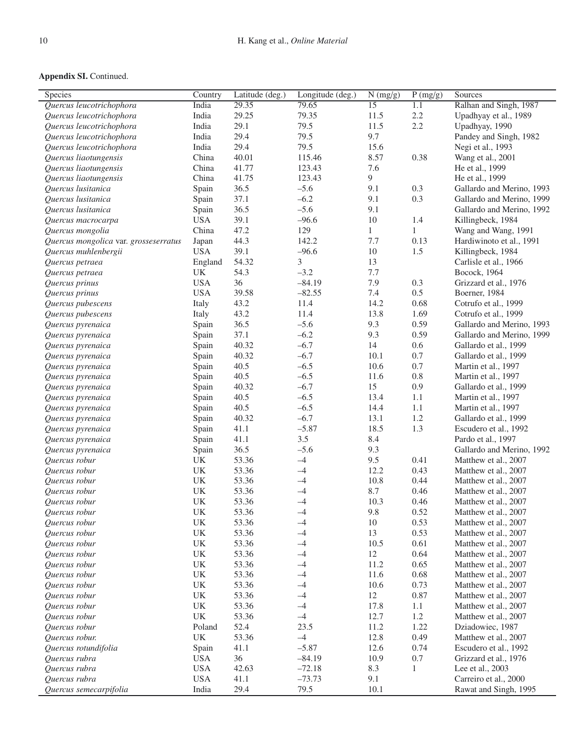**Appendix SI.** Continued.

| Species | Country | Latitude (deg.) | Longitude (deg.) | N (mg/g) | P (mg/g) | Sources |
|---|---|---|---|---|---|---|
| *Quercus leucotrichophora* | India | 29.35 | 79.65 | 15 | 1.1 | Ralhan and Singh, 1987 |
| *Quercus leucotrichophora* | India | 29.25 | 79.35 | 11.5 | 2.2 | Upadhyay et al., 1989 |
| *Quercus leucotrichophora* | India | 29.1 | 79.5 | 11.5 | 2.2 | Upadhyay, 1990 |
| *Quercus leucotrichophora* | India | 29.4 | 79.5 | 9.7 | | Pandey and Singh, 1982 |
| *Quercus leucotrichophora* | India | 29.4 | 79.5 | 15.6 | | Negi et al., 1993 |
| *Quercus liaotungensis* | China | 40.01 | 115.46 | 8.57 | 0.38 | Wang et al., 2001 |
| *Quercus liaotungensis* | China | 41.77 | 123.43 | 7.6 | | He et al., 1999 |
| *Quercus liaotungensis* | China | 41.75 | 123.43 | 9 | | He et al., 1999 |
| *Quercus lusitanica* | Spain | 36.5 | –5.6 | 9.1 | 0.3 | Gallardo and Merino, 1993 |
| *Quercus lusitanica* | Spain | 37.1 | –6.2 | 9.1 | 0.3 | Gallardo and Merino, 1999 |
| *Quercus lusitanica* | Spain | 36.5 | –5.6 | 9.1 | | Gallardo and Merino, 1992 |
| *Quercus macrocarpa* | USA | 39.1 | –96.6 | 10 | 1.4 | Killingbeck, 1984 |
| *Quercus mongolia* | China | 47.2 | 129 | 1 | 1 | Wang and Wang, 1991 |
| *Quercus mongolica var. grosseserratus* | Japan | 44.3 | 142.2 | 7.7 | 0.13 | Hardiwinoto et al., 1991 |
| *Quercus muhlenbergii* | USA | 39.1 | –96.6 | 10 | 1.5 | Killingbeck, 1984 |
| *Quercus petraea* | England | 54.32 | 3 | 13 | | Carlisle et al., 1966 |
| *Quercus petraea* | UK | 54.3 | –3.2 | 7.7 | | Bocock, 1964 |
| *Quercus prinus* | USA | 36 | –84.19 | 7.9 | 0.3 | Grizzard et al., 1976 |
| *Quercus prinus* | USA | 39.58 | –82.55 | 7.4 | 0.5 | Boerner, 1984 |
| *Quercus pubescens* | Italy | 43.2 | 11.4 | 14.2 | 0.68 | Cotrufo et al., 1999 |
| *Quercus pubescens* | Italy | 43.2 | 11.4 | 13.8 | 1.69 | Cotrufo et al., 1999 |
| *Quercus pyrenaica* | Spain | 36.5 | –5.6 | 9.3 | 0.59 | Gallardo and Merino, 1993 |
| *Quercus pyrenaica* | Spain | 37.1 | –6.2 | 9.3 | 0.59 | Gallardo and Merino, 1999 |
| *Quercus pyrenaica* | Spain | 40.32 | –6.7 | 14 | 0.6 | Gallardo et al., 1999 |
| *Quercus pyrenaica* | Spain | 40.32 | –6.7 | 10.1 | 0.7 | Gallardo et al., 1999 |
| *Quercus pyrenaica* | Spain | 40.5 | –6.5 | 10.6 | 0.7 | Martin et al., 1997 |
| *Quercus pyrenaica* | Spain | 40.5 | –6.5 | 11.6 | 0.8 | Martin et al., 1997 |
| *Quercus pyrenaica* | Spain | 40.32 | –6.7 | 15 | 0.9 | Gallardo et al., 1999 |
| *Quercus pyrenaica* | Spain | 40.5 | –6.5 | 13.4 | 1.1 | Martin et al., 1997 |
| *Quercus pyrenaica* | Spain | 40.5 | –6.5 | 14.4 | 1.1 | Martin et al., 1997 |
| *Quercus pyrenaica* | Spain | 40.32 | –6.7 | 13.1 | 1.2 | Gallardo et al., 1999 |
| *Quercus pyrenaica* | Spain | 41.1 | –5.87 | 18.5 | 1.3 | Escudero et al., 1992 |
| *Quercus pyrenaica* | Spain | 41.1 | 3.5 | 8.4 | | Pardo et al., 1997 |
| *Quercus pyrenaica* | Spain | 36.5 | –5.6 | 9.3 | | Gallardo and Merino, 1992 |
| *Quercus robur* | UK | 53.36 | –4 | 9.5 | 0.41 | Matthew et al., 2007 |
| *Quercus robur* | UK | 53.36 | –4 | 12.2 | 0.43 | Matthew et al., 2007 |
| *Quercus robur* | UK | 53.36 | –4 | 10.8 | 0.44 | Matthew et al., 2007 |
| *Quercus robur* | UK | 53.36 | –4 | 8.7 | 0.46 | Matthew et al., 2007 |
| *Quercus robur* | UK | 53.36 | –4 | 10.3 | 0.46 | Matthew et al., 2007 |
| *Quercus robur* | UK | 53.36 | –4 | 9.8 | 0.52 | Matthew et al., 2007 |
| *Quercus robur* | UK | 53.36 | –4 | 10 | 0.53 | Matthew et al., 2007 |
| *Quercus robur* | UK | 53.36 | –4 | 13 | 0.53 | Matthew et al., 2007 |
| *Quercus robur* | UK | 53.36 | –4 | 10.5 | 0.61 | Matthew et al., 2007 |
| *Quercus robur* | UK | 53.36 | –4 | 12 | 0.64 | Matthew et al., 2007 |
| *Quercus robur* | UK | 53.36 | –4 | 11.2 | 0.65 | Matthew et al., 2007 |
| *Quercus robur* | UK | 53.36 | –4 | 11.6 | 0.68 | Matthew et al., 2007 |
| *Quercus robur* | UK | 53.36 | –4 | 10.6 | 0.73 | Matthew et al., 2007 |
| *Quercus robur* | UK | 53.36 | –4 | 12 | 0.87 | Matthew et al., 2007 |
| *Quercus robur* | UK | 53.36 | –4 | 17.8 | 1.1 | Matthew et al., 2007 |
| *Quercus robur* | UK | 53.36 | –4 | 12.7 | 1.2 | Matthew et al., 2007 |
| *Quercus robur* | Poland | 52.4 | 23.5 | 11.2 | 1.22 | Dziadowiec, 1987 |
| *Quercus robur.* | UK | 53.36 | –4 | 12.8 | 0.49 | Matthew et al., 2007 |
| *Quercus rotundifolia* | Spain | 41.1 | –5.87 | 12.6 | 0.74 | Escudero et al., 1992 |
| *Quercus rubra* | USA | 36 | –84.19 | 10.9 | 0.7 | Grizzard et al., 1976 |
| *Quercus rubra* | USA | 42.63 | –72.18 | 8.3 | 1 | Lee et al., 2003 |
| *Quercus rubra* | USA | 41.1 | –73.73 | 9.1 | | Carreiro et al., 2000 |
| *Quercus semecarpifolia* | India | 29.4 | 79.5 | 10.1 | | Rawat and Singh, 1995 |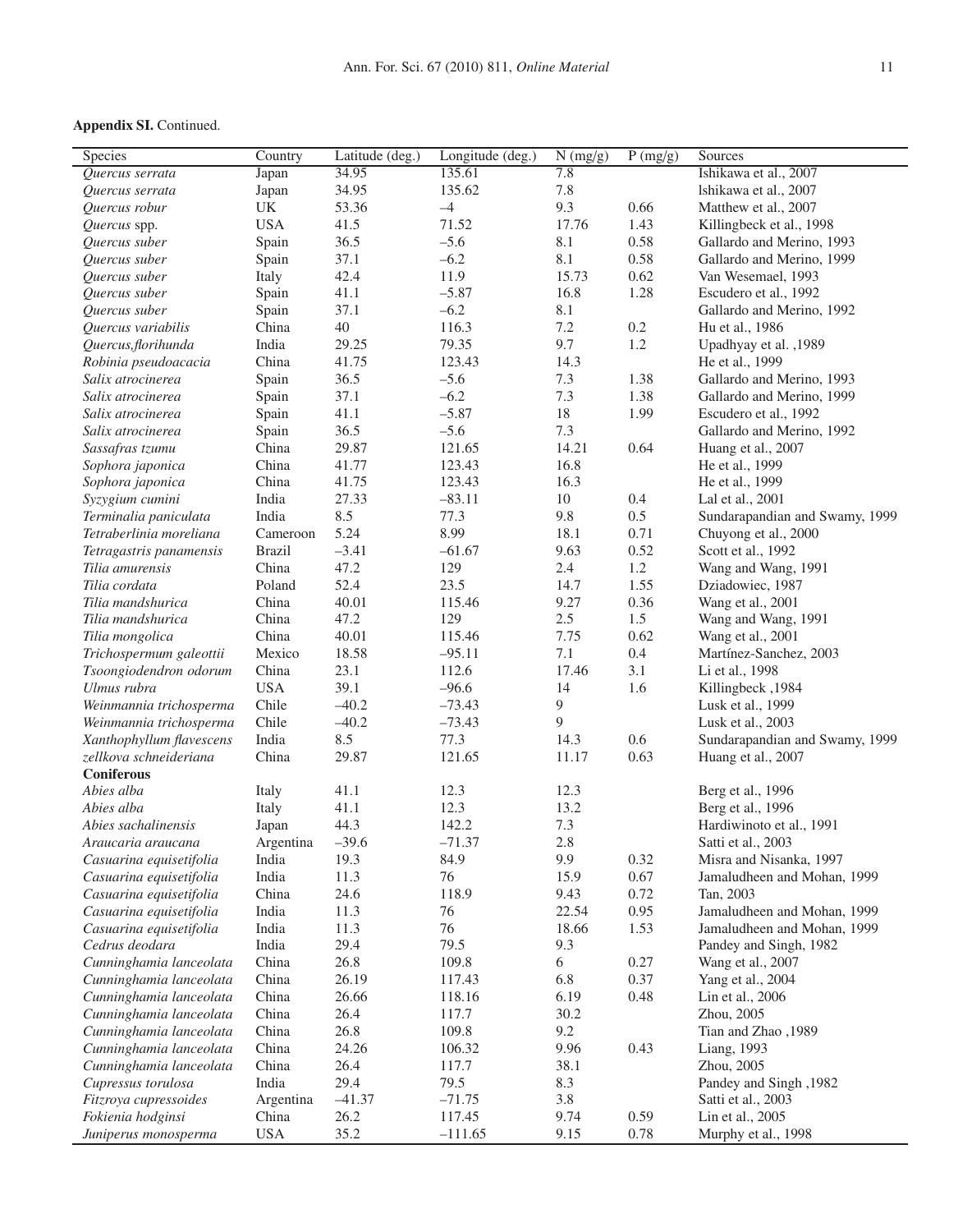**Appendix SI.** Continued.

| Species | Country | Latitude (deg.) | Longitude (deg.) | N (mg/g) | P (mg/g) | Sources |
|---|---|---|---|---|---|---|
| *Quercus serrata* | Japan | 34.95 | 135.61 | 7.8 | | Ishikawa et al., 2007 |
| *Quercus serrata* | Japan | 34.95 | 135.62 | 7.8 | | lshikawa et al., 2007 |
| *Quercus robur* | UK | 53.36 | –4 | 9.3 | 0.66 | Matthew et al., 2007 |
| *Quercus* spp. | USA | 41.5 | 71.52 | 17.76 | 1.43 | Killingbeck et al., 1998 |
| *Quercus suber* | Spain | 36.5 | –5.6 | 8.1 | 0.58 | Gallardo and Merino, 1993 |
| *Quercus suber* | Spain | 37.1 | –6.2 | 8.1 | 0.58 | Gallardo and Merino, 1999 |
| *Quercus suber* | Italy | 42.4 | 11.9 | 15.73 | 0.62 | Van Wesemael, 1993 |
| *Quercus suber* | Spain | 41.1 | –5.87 | 16.8 | 1.28 | Escudero et al., 1992 |
| *Quercus suber* | Spain | 37.1 | –6.2 | 8.1 | | Gallardo and Merino, 1992 |
| *Quercus variabilis* | China | 40 | 116.3 | 7.2 | 0.2 | Hu et al., 1986 |
| *Quercus,florihunda* | India | 29.25 | 79.35 | 9.7 | 1.2 | Upadhyay et al. ,1989 |
| *Robinia pseudoacacia* | China | 41.75 | 123.43 | 14.3 | | He et al., 1999 |
| *Salix atrocinerea* | Spain | 36.5 | –5.6 | 7.3 | 1.38 | Gallardo and Merino, 1993 |
| *Salix atrocinerea* | Spain | 37.1 | –6.2 | 7.3 | 1.38 | Gallardo and Merino, 1999 |
| *Salix atrocinerea* | Spain | 41.1 | –5.87 | 18 | 1.99 | Escudero et al., 1992 |
| *Salix atrocinerea* | Spain | 36.5 | –5.6 | 7.3 | | Gallardo and Merino, 1992 |
| *Sassafras tzumu* | China | 29.87 | 121.65 | 14.21 | 0.64 | Huang et al., 2007 |
| *Sophora japonica* | China | 41.77 | 123.43 | 16.8 | | He et al., 1999 |
| *Sophora japonica* | China | 41.75 | 123.43 | 16.3 | | He et al., 1999 |
| *Syzygium cumini* | India | 27.33 | –83.11 | 10 | 0.4 | Lal et al., 2001 |
| *Terminalia paniculata* | India | 8.5 | 77.3 | 9.8 | 0.5 | Sundarapandian and Swamy, 1999 |
| *Tetraberlinia moreliana* | Cameroon | 5.24 | 8.99 | 18.1 | 0.71 | Chuyong et al., 2000 |
| *Tetragastris panamensis* | Brazil | –3.41 | –61.67 | 9.63 | 0.52 | Scott et al., 1992 |
| *Tilia amurensis* | China | 47.2 | 129 | 2.4 | 1.2 | Wang and Wang, 1991 |
| *Tilia cordata* | Poland | 52.4 | 23.5 | 14.7 | 1.55 | Dziadowiec, 1987 |
| *Tilia mandshurica* | China | 40.01 | 115.46 | 9.27 | 0.36 | Wang et al., 2001 |
| *Tilia mandshurica* | China | 47.2 | 129 | 2.5 | 1.5 | Wang and Wang, 1991 |
| *Tilia mongolica* | China | 40.01 | 115.46 | 7.75 | 0.62 | Wang et al., 2001 |
| *Trichospermum galeottii* | Mexico | 18.58 | –95.11 | 7.1 | 0.4 | Martínez-Sanchez, 2003 |
| *Tsoongiodendron odorum* | China | 23.1 | 112.6 | 17.46 | 3.1 | Li et al., 1998 |
| *Ulmus rubra* | USA | 39.1 | –96.6 | 14 | 1.6 | Killingbeck ,1984 |
| *Weinmannia trichosperma* | Chile | –40.2 | –73.43 | 9 | | Lusk et al., 1999 |
| *Weinmannia trichosperma* | Chile | –40.2 | –73.43 | 9 | | Lusk et al., 2003 |
| *Xanthophyllum flavescens* | India | 8.5 | 77.3 | 14.3 | 0.6 | Sundarapandian and Swamy, 1999 |
| *zellkova schneideriana* | China | 29.87 | 121.65 | 11.17 | 0.63 | Huang et al., 2007 |
| **Coniferous** | | | | | | |
| *Abies alba* | Italy | 41.1 | 12.3 | 12.3 | | Berg et al., 1996 |
| *Abies alba* | Italy | 41.1 | 12.3 | 13.2 | | Berg et al., 1996 |
| *Abies sachalinensis* | Japan | 44.3 | 142.2 | 7.3 | | Hardiwinoto et al., 1991 |
| *Araucaria araucana* | Argentina | –39.6 | –71.37 | 2.8 | | Satti et al., 2003 |
| *Casuarina equisetifolia* | India | 19.3 | 84.9 | 9.9 | 0.32 | Misra and Nisanka, 1997 |
| *Casuarina equisetifolia* | India | 11.3 | 76 | 15.9 | 0.67 | Jamaludheen and Mohan, 1999 |
| *Casuarina equisetifolia* | China | 24.6 | 118.9 | 9.43 | 0.72 | Tan, 2003 |
| *Casuarina equisetifolia* | India | 11.3 | 76 | 22.54 | 0.95 | Jamaludheen and Mohan, 1999 |
| *Casuarina equisetifolia* | India | 11.3 | 76 | 18.66 | 1.53 | Jamaludheen and Mohan, 1999 |
| *Cedrus deodara* | India | 29.4 | 79.5 | 9.3 | | Pandey and Singh, 1982 |
| *Cunninghamia lanceolata* | China | 26.8 | 109.8 | 6 | 0.27 | Wang et al., 2007 |
| *Cunninghamia lanceolata* | China | 26.19 | 117.43 | 6.8 | 0.37 | Yang et al., 2004 |
| *Cunninghamia lanceolata* | China | 26.66 | 118.16 | 6.19 | 0.48 | Lin et al., 2006 |
| *Cunninghamia lanceolata* | China | 26.4 | 117.7 | 30.2 | | Zhou, 2005 |
| *Cunninghamia lanceolata* | China | 26.8 | 109.8 | 9.2 | | Tian and Zhao ,1989 |
| *Cunninghamia lanceolata* | China | 24.26 | 106.32 | 9.96 | 0.43 | Liang, 1993 |
| *Cunninghamia lanceolata* | China | 26.4 | 117.7 | 38.1 | | Zhou, 2005 |
| *Cupressus torulosa* | India | 29.4 | 79.5 | 8.3 | | Pandey and Singh ,1982 |
| *Fitzroya cupressoides* | Argentina | –41.37 | –71.75 | 3.8 | | Satti et al., 2003 |
| *Fokienia hodginsi* | China | 26.2 | 117.45 | 9.74 | 0.59 | Lin et al., 2005 |
| *Juniperus monosperma* | USA | 35.2 | –111.65 | 9.15 | 0.78 | Murphy et al., 1998 |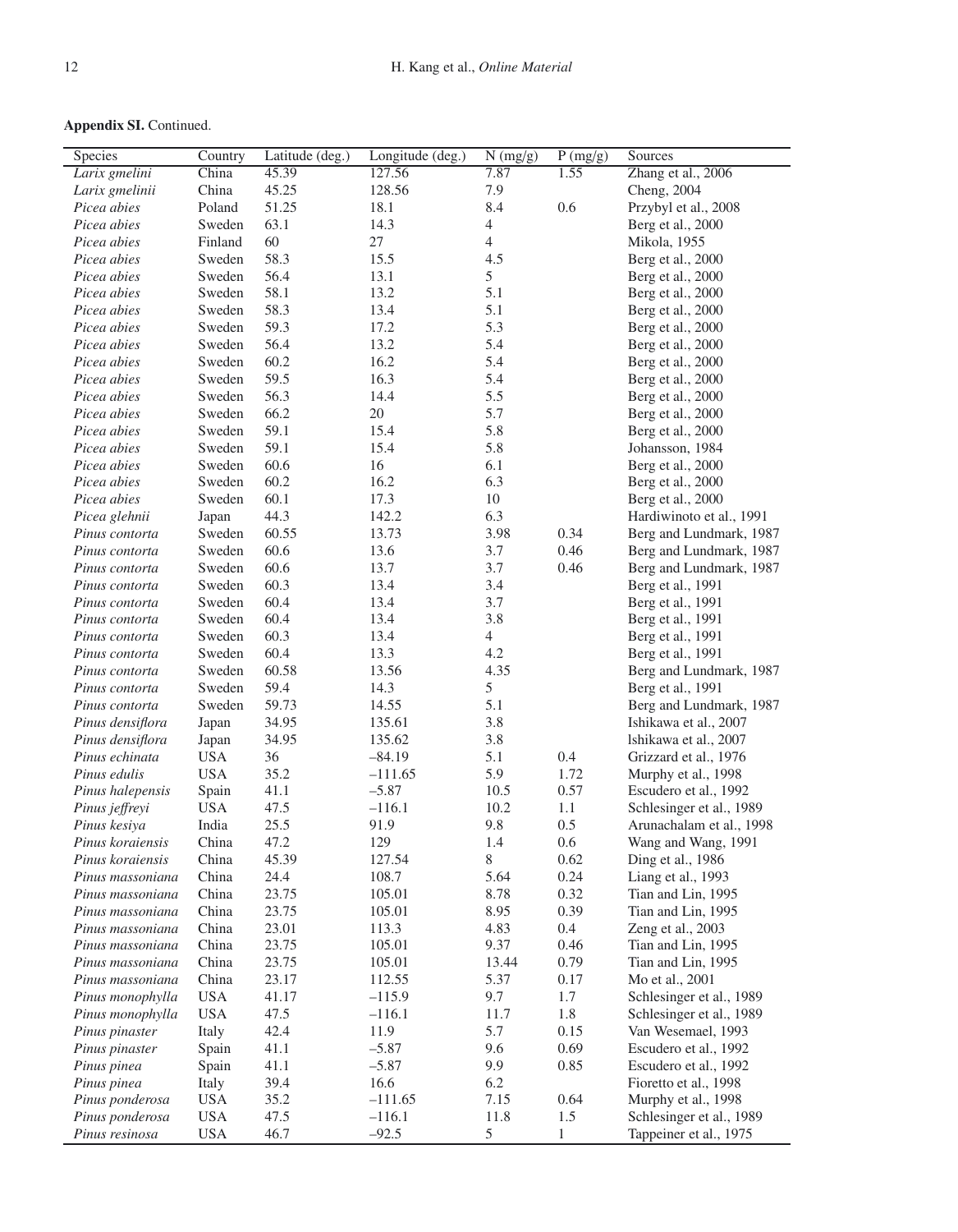**Appendix SI.** Continued.

| Species | Country | Latitude (deg.) | Longitude (deg.) | N (mg/g) | P (mg/g) | Sources |
|---|---|---|---|---|---|---|
| *Larix gmelini* | China | 45.39 | 127.56 | 7.87 | 1.55 | Zhang et al., 2006 |
| *Larix gmelinii* | China | 45.25 | 128.56 | 7.9 | | Cheng, 2004 |
| *Picea abies* | Poland | 51.25 | 18.1 | 8.4 | 0.6 | Przybyl et al., 2008 |
| *Picea abies* | Sweden | 63.1 | 14.3 | 4 | | Berg et al., 2000 |
| *Picea abies* | Finland | 60 | 27 | 4 | | Mikola, 1955 |
| *Picea abies* | Sweden | 58.3 | 15.5 | 4.5 | | Berg et al., 2000 |
| *Picea abies* | Sweden | 56.4 | 13.1 | 5 | | Berg et al., 2000 |
| *Picea abies* | Sweden | 58.1 | 13.2 | 5.1 | | Berg et al., 2000 |
| *Picea abies* | Sweden | 58.3 | 13.4 | 5.1 | | Berg et al., 2000 |
| *Picea abies* | Sweden | 59.3 | 17.2 | 5.3 | | Berg et al., 2000 |
| *Picea abies* | Sweden | 56.4 | 13.2 | 5.4 | | Berg et al., 2000 |
| *Picea abies* | Sweden | 60.2 | 16.2 | 5.4 | | Berg et al., 2000 |
| *Picea abies* | Sweden | 59.5 | 16.3 | 5.4 | | Berg et al., 2000 |
| *Picea abies* | Sweden | 56.3 | 14.4 | 5.5 | | Berg et al., 2000 |
| *Picea abies* | Sweden | 66.2 | 20 | 5.7 | | Berg et al., 2000 |
| *Picea abies* | Sweden | 59.1 | 15.4 | 5.8 | | Berg et al., 2000 |
| *Picea abies* | Sweden | 59.1 | 15.4 | 5.8 | | Johansson, 1984 |
| *Picea abies* | Sweden | 60.6 | 16 | 6.1 | | Berg et al., 2000 |
| *Picea abies* | Sweden | 60.2 | 16.2 | 6.3 | | Berg et al., 2000 |
| *Picea abies* | Sweden | 60.1 | 17.3 | 10 | | Berg et al., 2000 |
| *Picea glehnii* | Japan | 44.3 | 142.2 | 6.3 | | Hardiwinoto et al., 1991 |
| *Pinus contorta* | Sweden | 60.55 | 13.73 | 3.98 | 0.34 | Berg and Lundmark, 1987 |
| *Pinus contorta* | Sweden | 60.6 | 13.6 | 3.7 | 0.46 | Berg and Lundmark, 1987 |
| *Pinus contorta* | Sweden | 60.6 | 13.7 | 3.7 | 0.46 | Berg and Lundmark, 1987 |
| *Pinus contorta* | Sweden | 60.3 | 13.4 | 3.4 | | Berg et al., 1991 |
| *Pinus contorta* | Sweden | 60.4 | 13.4 | 3.7 | | Berg et al., 1991 |
| *Pinus contorta* | Sweden | 60.4 | 13.4 | 3.8 | | Berg et al., 1991 |
| *Pinus contorta* | Sweden | 60.3 | 13.4 | 4 | | Berg et al., 1991 |
| *Pinus contorta* | Sweden | 60.4 | 13.3 | 4.2 | | Berg et al., 1991 |
| *Pinus contorta* | Sweden | 60.58 | 13.56 | 4.35 | | Berg and Lundmark, 1987 |
| *Pinus contorta* | Sweden | 59.4 | 14.3 | 5 | | Berg et al., 1991 |
| *Pinus contorta* | Sweden | 59.73 | 14.55 | 5.1 | | Berg and Lundmark, 1987 |
| *Pinus densiflora* | Japan | 34.95 | 135.61 | 3.8 | | Ishikawa et al., 2007 |
| *Pinus densiflora* | Japan | 34.95 | 135.62 | 3.8 | | lshikawa et al., 2007 |
| *Pinus echinata* | USA | 36 | –84.19 | 5.1 | 0.4 | Grizzard et al., 1976 |
| *Pinus edulis* | USA | 35.2 | –111.65 | 5.9 | 1.72 | Murphy et al., 1998 |
| *Pinus halepensis* | Spain | 41.1 | –5.87 | 10.5 | 0.57 | Escudero et al., 1992 |
| *Pinus jeffreyi* | USA | 47.5 | –116.1 | 10.2 | 1.1 | Schlesinger et al., 1989 |
| *Pinus kesiya* | India | 25.5 | 91.9 | 9.8 | 0.5 | Arunachalam et al., 1998 |
| *Pinus koraiensis* | China | 47.2 | 129 | 1.4 | 0.6 | Wang and Wang, 1991 |
| *Pinus koraiensis* | China | 45.39 | 127.54 | 8 | 0.62 | Ding et al., 1986 |
| *Pinus massoniana* | China | 24.4 | 108.7 | 5.64 | 0.24 | Liang et al., 1993 |
| *Pinus massoniana* | China | 23.75 | 105.01 | 8.78 | 0.32 | Tian and Lin, 1995 |
| *Pinus massoniana* | China | 23.75 | 105.01 | 8.95 | 0.39 | Tian and Lin, 1995 |
| *Pinus massoniana* | China | 23.01 | 113.3 | 4.83 | 0.4 | Zeng et al., 2003 |
| *Pinus massoniana* | China | 23.75 | 105.01 | 9.37 | 0.46 | Tian and Lin, 1995 |
| *Pinus massoniana* | China | 23.75 | 105.01 | 13.44 | 0.79 | Tian and Lin, 1995 |
| *Pinus massoniana* | China | 23.17 | 112.55 | 5.37 | 0.17 | Mo et al., 2001 |
| *Pinus monophylla* | USA | 41.17 | –115.9 | 9.7 | 1.7 | Schlesinger et al., 1989 |
| *Pinus monophylla* | USA | 47.5 | –116.1 | 11.7 | 1.8 | Schlesinger et al., 1989 |
| *Pinus pinaster* | Italy | 42.4 | 11.9 | 5.7 | 0.15 | Van Wesemael, 1993 |
| *Pinus pinaster* | Spain | 41.1 | –5.87 | 9.6 | 0.69 | Escudero et al., 1992 |
| *Pinus pinea* | Spain | 41.1 | –5.87 | 9.9 | 0.85 | Escudero et al., 1992 |
| *Pinus pinea* | Italy | 39.4 | 16.6 | 6.2 | | Fioretto et al., 1998 |
| *Pinus ponderosa* | USA | 35.2 | –111.65 | 7.15 | 0.64 | Murphy et al., 1998 |
| *Pinus ponderosa* | USA | 47.5 | –116.1 | 11.8 | 1.5 | Schlesinger et al., 1989 |
| *Pinus resinosa* | USA | 46.7 | –92.5 | 5 | 1 | Tappeiner et al., 1975 |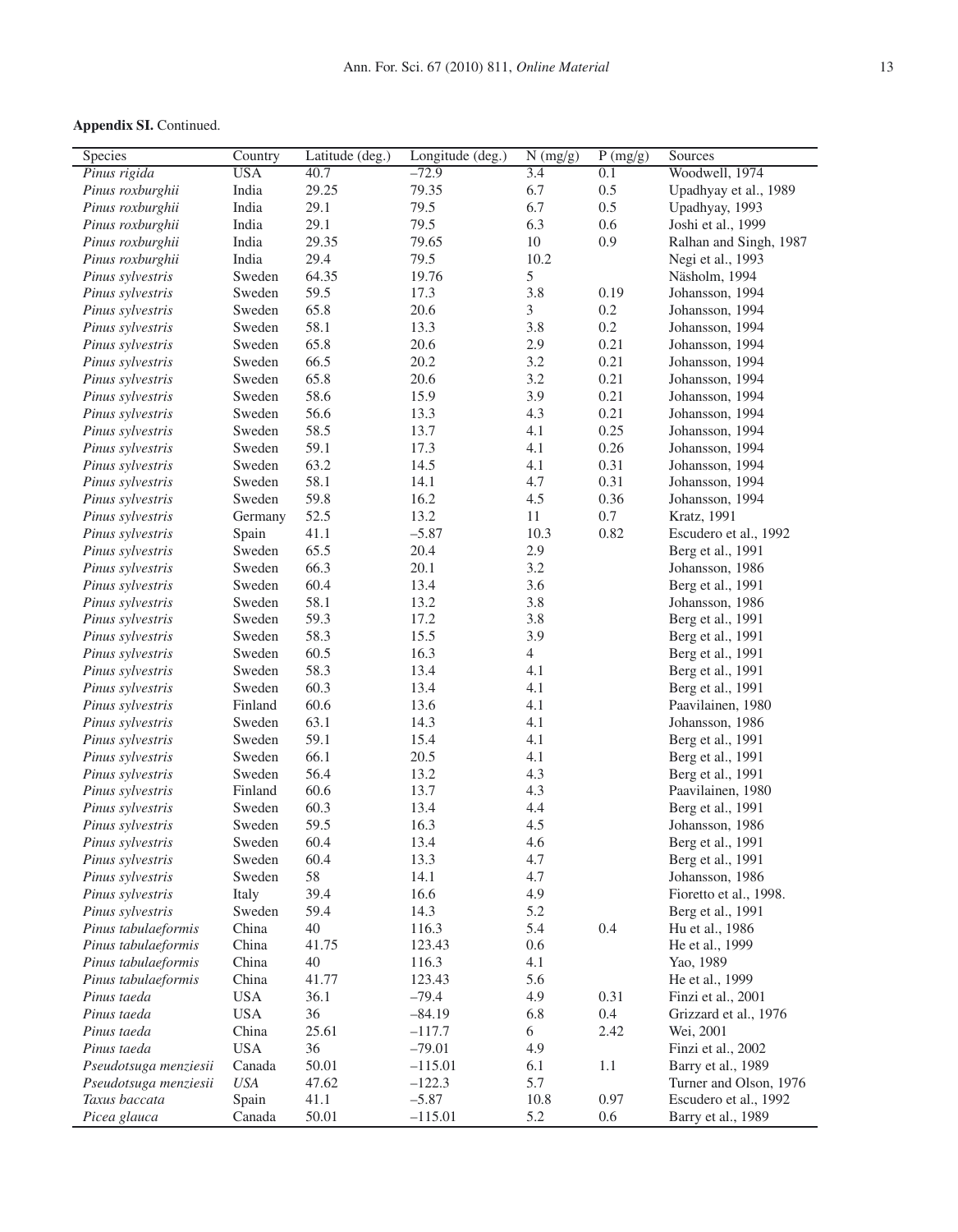**Appendix SI.** Continued.

| Species | Country | Latitude (deg.) | Longitude (deg.) | N (mg/g) | P (mg/g) | Sources |
|---|---|---|---|---|---|---|
| *Pinus rigida* | USA | 40.7 | –72.9 | 3.4 | 0.1 | Woodwell, 1974 |
| *Pinus roxburghii* | India | 29.25 | 79.35 | 6.7 | 0.5 | Upadhyay et al., 1989 |
| *Pinus roxburghii* | India | 29.1 | 79.5 | 6.7 | 0.5 | Upadhyay, 1993 |
| *Pinus roxburghii* | India | 29.1 | 79.5 | 6.3 | 0.6 | Joshi et al., 1999 |
| *Pinus roxburghii* | India | 29.35 | 79.65 | 10 | 0.9 | Ralhan and Singh, 1987 |
| *Pinus roxburghii* | India | 29.4 | 79.5 | 10.2 | | Negi et al., 1993 |
| *Pinus sylvestris* | Sweden | 64.35 | 19.76 | 5 | | Näsholm, 1994 |
| *Pinus sylvestris* | Sweden | 59.5 | 17.3 | 3.8 | 0.19 | Johansson, 1994 |
| *Pinus sylvestris* | Sweden | 65.8 | 20.6 | 3 | 0.2 | Johansson, 1994 |
| *Pinus sylvestris* | Sweden | 58.1 | 13.3 | 3.8 | 0.2 | Johansson, 1994 |
| *Pinus sylvestris* | Sweden | 65.8 | 20.6 | 2.9 | 0.21 | Johansson, 1994 |
| *Pinus sylvestris* | Sweden | 66.5 | 20.2 | 3.2 | 0.21 | Johansson, 1994 |
| *Pinus sylvestris* | Sweden | 65.8 | 20.6 | 3.2 | 0.21 | Johansson, 1994 |
| *Pinus sylvestris* | Sweden | 58.6 | 15.9 | 3.9 | 0.21 | Johansson, 1994 |
| *Pinus sylvestris* | Sweden | 56.6 | 13.3 | 4.3 | 0.21 | Johansson, 1994 |
| *Pinus sylvestris* | Sweden | 58.5 | 13.7 | 4.1 | 0.25 | Johansson, 1994 |
| *Pinus sylvestris* | Sweden | 59.1 | 17.3 | 4.1 | 0.26 | Johansson, 1994 |
| *Pinus sylvestris* | Sweden | 63.2 | 14.5 | 4.1 | 0.31 | Johansson, 1994 |
| *Pinus sylvestris* | Sweden | 58.1 | 14.1 | 4.7 | 0.31 | Johansson, 1994 |
| *Pinus sylvestris* | Sweden | 59.8 | 16.2 | 4.5 | 0.36 | Johansson, 1994 |
| *Pinus sylvestris* | Germany | 52.5 | 13.2 | 11 | 0.7 | Kratz, 1991 |
| *Pinus sylvestris* | Spain | 41.1 | –5.87 | 10.3 | 0.82 | Escudero et al., 1992 |
| *Pinus sylvestris* | Sweden | 65.5 | 20.4 | 2.9 | | Berg et al., 1991 |
| *Pinus sylvestris* | Sweden | 66.3 | 20.1 | 3.2 | | Johansson, 1986 |
| *Pinus sylvestris* | Sweden | 60.4 | 13.4 | 3.6 | | Berg et al., 1991 |
| *Pinus sylvestris* | Sweden | 58.1 | 13.2 | 3.8 | | Johansson, 1986 |
| *Pinus sylvestris* | Sweden | 59.3 | 17.2 | 3.8 | | Berg et al., 1991 |
| *Pinus sylvestris* | Sweden | 58.3 | 15.5 | 3.9 | | Berg et al., 1991 |
| *Pinus sylvestris* | Sweden | 60.5 | 16.3 | 4 | | Berg et al., 1991 |
| *Pinus sylvestris* | Sweden | 58.3 | 13.4 | 4.1 | | Berg et al., 1991 |
| *Pinus sylvestris* | Sweden | 60.3 | 13.4 | 4.1 | | Berg et al., 1991 |
| *Pinus sylvestris* | Finland | 60.6 | 13.6 | 4.1 | | Paavilainen, 1980 |
| *Pinus sylvestris* | Sweden | 63.1 | 14.3 | 4.1 | | Johansson, 1986 |
| *Pinus sylvestris* | Sweden | 59.1 | 15.4 | 4.1 | | Berg et al., 1991 |
| *Pinus sylvestris* | Sweden | 66.1 | 20.5 | 4.1 | | Berg et al., 1991 |
| *Pinus sylvestris* | Sweden | 56.4 | 13.2 | 4.3 | | Berg et al., 1991 |
| *Pinus sylvestris* | Finland | 60.6 | 13.7 | 4.3 | | Paavilainen, 1980 |
| *Pinus sylvestris* | Sweden | 60.3 | 13.4 | 4.4 | | Berg et al., 1991 |
| *Pinus sylvestris* | Sweden | 59.5 | 16.3 | 4.5 | | Johansson, 1986 |
| *Pinus sylvestris* | Sweden | 60.4 | 13.4 | 4.6 | | Berg et al., 1991 |
| *Pinus sylvestris* | Sweden | 60.4 | 13.3 | 4.7 | | Berg et al., 1991 |
| *Pinus sylvestris* | Sweden | 58 | 14.1 | 4.7 | | Johansson, 1986 |
| *Pinus sylvestris* | Italy | 39.4 | 16.6 | 4.9 | | Fioretto et al., 1998. |
| *Pinus sylvestris* | Sweden | 59.4 | 14.3 | 5.2 | | Berg et al., 1991 |
| *Pinus tabulaeformis* | China | 40 | 116.3 | 5.4 | 0.4 | Hu et al., 1986 |
| *Pinus tabulaeformis* | China | 41.75 | 123.43 | 0.6 | | He et al., 1999 |
| *Pinus tabulaeformis* | China | 40 | 116.3 | 4.1 | | Yao, 1989 |
| *Pinus tabulaeformis* | China | 41.77 | 123.43 | 5.6 | | He et al., 1999 |
| *Pinus taeda* | USA | 36.1 | –79.4 | 4.9 | 0.31 | Finzi et al., 2001 |
| *Pinus taeda* | USA | 36 | –84.19 | 6.8 | 0.4 | Grizzard et al., 1976 |
| *Pinus taeda* | China | 25.61 | –117.7 | 6 | 2.42 | Wei, 2001 |
| *Pinus taeda* | USA | 36 | –79.01 | 4.9 | | Finzi et al., 2002 |
| *Pseudotsuga menziesii* | Canada | 50.01 | –115.01 | 6.1 | 1.1 | Barry et al., 1989 |
| *Pseudotsuga menziesii* | *USA* | 47.62 | –122.3 | 5.7 | | Turner and Olson, 1976 |
| *Taxus baccata* | Spain | 41.1 | –5.87 | 10.8 | 0.97 | Escudero et al., 1992 |
| *Picea glauca* | Canada | 50.01 | –115.01 | 5.2 | 0.6 | Barry et al., 1989 |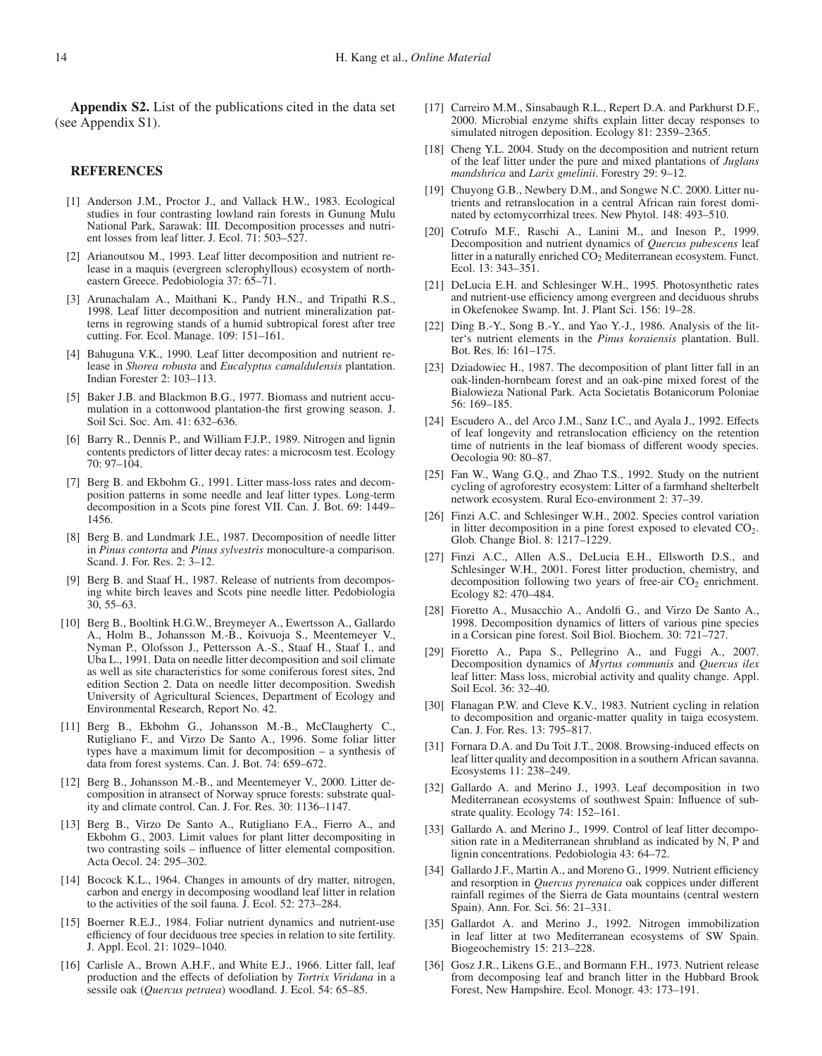**Appendix S2.** List of the publications cited in the data set (see Appendix S1).

## REFERENCES

[1] Anderson J.M., Proctor J., and Vallack H.W., 1983. Ecological studies in four contrasting lowland rain forests in Gunung Mulu National Park, Sarawak: III. Decomposition processes and nutrient losses from leaf litter. J. Ecol. 71: 503–527.

[2] Arianoutsou M., 1993. Leaf litter decomposition and nutrient release in a maquis (evergreen sclerophyllous) ecosystem of northeastern Greece. Pedobiologia 37: 65–71.

[3] Arunachalam A., Maithani K., Pandy H.N., and Tripathi R.S., 1998. Leaf litter decomposition and nutrient mineralization patterns in regrowing stands of a humid subtropical forest after tree cutting. For. Ecol. Manage. 109: 151–161.

[4] Bahuguna V.K., 1990. Leaf litter decomposition and nutrient release in *Shorea robusta* and *Eucalyptus camaldulensis* plantation. Indian Forester 2: 103–113.

[5] Baker J.B. and Blackmon B.G., 1977. Biomass and nutrient accumulation in a cottonwood plantation-the first growing season. J. Soil Sci. Soc. Am. 41: 632–636.

[6] Barry R., Dennis P., and William F.J.P., 1989. Nitrogen and lignin contents predictors of litter decay rates: a microcosm test. Ecology 70: 97–104.

[7] Berg B. and Ekbohm G., 1991. Litter mass-loss rates and decomposition patterns in some needle and leaf litter types. Long-term decomposition in a Scots pine forest VII. Can. J. Bot. 69: 1449–1456.

[8] Berg B. and Lundmark J.E., 1987. Decomposition of needle litter in *Pinus contorta* and *Pinus sylvestris* monoculture-a comparison. Scand. J. For. Res. 2: 3–12.

[9] Berg B. and Staaf H., 1987. Release of nutrients from decomposing white birch leaves and Scots pine needle litter. Pedobiologia 30, 55–63.

[10] Berg B., Booltink H.G.W., Breymeyer A., Ewertsson A., Gallardo A., Holm B., Johansson M.-B., Koivuoja S., Meentemeyer V., Nyman P., Olofsson J., Pettersson A.-S., Staaf H., Staaf I., and Uba L., 1991. Data on needle litter decomposition and soil climate as well as site characteristics for some coniferous forest sites, 2nd edition Section 2. Data on needle litter decomposition. Swedish University of Agricultural Sciences, Department of Ecology and Environmental Research, Report No. 42.

[11] Berg B., Ekbohm G., Johansson M.-B., McClaugherty C., Rutigliano F., and Virzo De Santo A., 1996. Some foliar litter types have a maximum limit for decomposition – a synthesis of data from forest systems. Can. J. Bot. 74: 659–672.

[12] Berg B., Johansson M.-B., and Meentemeyer V., 2000. Litter decomposition in atransect of Norway spruce forests: substrate quality and climate control. Can. J. For. Res. 30: 1136–1147.

[13] Berg B., Virzo De Santo A., Rutigliano F.A., Fierro A., and Ekbohm G., 2003. Limit values for plant litter decompositing in two contrasting soils – influence of litter elemental composition. Acta Oecol. 24: 295–302.

[14] Bocock K.L., 1964. Changes in amounts of dry matter, nitrogen, carbon and energy in decomposing woodland leaf litter in relation to the activities of the soil fauna. J. Ecol. 52: 273–284.

[15] Boerner R.E.J., 1984. Foliar nutrient dynamics and nutrient-use efficiency of four deciduous tree species in relation to site fertility. J. Appl. Ecol. 21: 1029–1040.

[16] Carlisle A., Brown A.H.F., and White E.J., 1966. Litter fall, leaf production and the effects of defoliation by *Tortrix Viridana* in a sessile oak (*Quercus petraea*) woodland. J. Ecol. 54: 65–85.

[17] Carreiro M.M., Sinsabaugh R.L., Repert D.A. and Parkhurst D.F., 2000. Microbial enzyme shifts explain litter decay responses to simulated nitrogen deposition. Ecology 81: 2359–2365.

[18] Cheng Y.L. 2004. Study on the decomposition and nutrient return of the leaf litter under the pure and mixed plantations of *Juglans mandshrica* and *Larix gmelinii*. Forestry 29: 9–12.

[19] Chuyong G.B., Newbery D.M., and Songwe N.C. 2000. Litter nutrients and retranslocation in a central African rain forest dominated by ectomycorrhizal trees. New Phytol. 148: 493–510.

[20] Cotrufo M.F., Raschi A., Lanini M., and Ineson P., 1999. Decomposition and nutrient dynamics of *Quercus pubescens* leaf litter in a naturally enriched $CO_2$ Mediterranean ecosystem. Funct. Ecol. 13: 343–351.

[21] DeLucia E.H. and Schlesinger W.H., 1995. Photosynthetic rates and nutrient-use efficiency among evergreen and deciduous shrubs in Okefenokee Swamp. Int. J. Plant Sci. 156: 19–28.

[22] Ding B.-Y., Song B.-Y., and Yao Y.-J., 1986. Analysis of the litter's nutrient elements in the *Pinus koraiensis* plantation. Bull. Bot. Res. l6: 161–175.

[23] Dziadowiec H., 1987. The decomposition of plant litter fall in an oak-linden-hornbeam forest and an oak-pine mixed forest of the Bialowieza National Park. Acta Societatis Botanicorum Poloniae 56: 169–185.

[24] Escudero A., del Arco J.M., Sanz I.C., and Ayala J., 1992. Effects of leaf longevity and retranslocation efficiency on the retention time of nutrients in the leaf biomass of different woody species. Oecologia 90: 80–87.

[25] Fan W., Wang G.Q., and Zhao T.S., 1992. Study on the nutrient cycling of agroforestry ecosystem: Litter of a farmhand shelterbelt network ecosystem. Rural Eco-environment 2: 37–39.

[26] Finzi A.C. and Schlesinger W.H., 2002. Species control variation in litter decomposition in a pine forest exposed to elevated $CO_2$. Glob. Change Biol. 8: 1217–1229.

[27] Finzi A.C., Allen A.S., DeLucia E.H., Ellsworth D.S., and Schlesinger W.H., 2001. Forest litter production, chemistry, and decomposition following two years of free-air $CO_2$ enrichment. Ecology 82: 470–484.

[28] Fioretto A., Musacchio A., Andolfi G., and Virzo De Santo A., 1998. Decomposition dynamics of litters of various pine species in a Corsican pine forest. Soil Biol. Biochem. 30: 721–727.

[29] Fioretto A., Papa S., Pellegrino A., and Fuggi A., 2007. Decomposition dynamics of *Myrtus communis* and *Quercus ilex* leaf litter: Mass loss, microbial activity and quality change. Appl. Soil Ecol. 36: 32–40.

[30] Flanagan P.W. and Cleve K.V., 1983. Nutrient cycling in relation to decomposition and organic-matter quality in taiga ecosystem. Can. J. For. Res. 13: 795–817.

[31] Fornara D.A. and Du Toit J.T., 2008. Browsing-induced effects on leaf litter quality and decomposition in a southern African savanna. Ecosystems 11: 238–249.

[32] Gallardo A. and Merino J., 1993. Leaf decomposition in two Mediterranean ecosystems of southwest Spain: Influence of substrate quality. Ecology 74: 152–161.

[33] Gallardo A. and Merino J., 1999. Control of leaf litter decomposition rate in a Mediterranean shrubland as indicated by N, P and lignin concentrations. Pedobiologia 43: 64–72.

[34] Gallardo J.F., Martin A., and Moreno G., 1999. Nutrient efficiency and resorption in *Quercus pyrenaica* oak coppices under different rainfall regimes of the Sierra de Gata mountains (central western Spain). Ann. For. Sci. 56: 21–331.

[35] Gallardot A. and Merino J., 1992. Nitrogen immobilization in leaf litter at two Mediterranean ecosystems of SW Spain. Biogeochemistry 15: 213–228.

[36] Gosz J.R., Likens G.E., and Bormann F.H., 1973. Nutrient release from decomposing leaf and branch litter in the Hubbard Brook Forest, New Hampshire. Ecol. Monogr. 43: 173–191.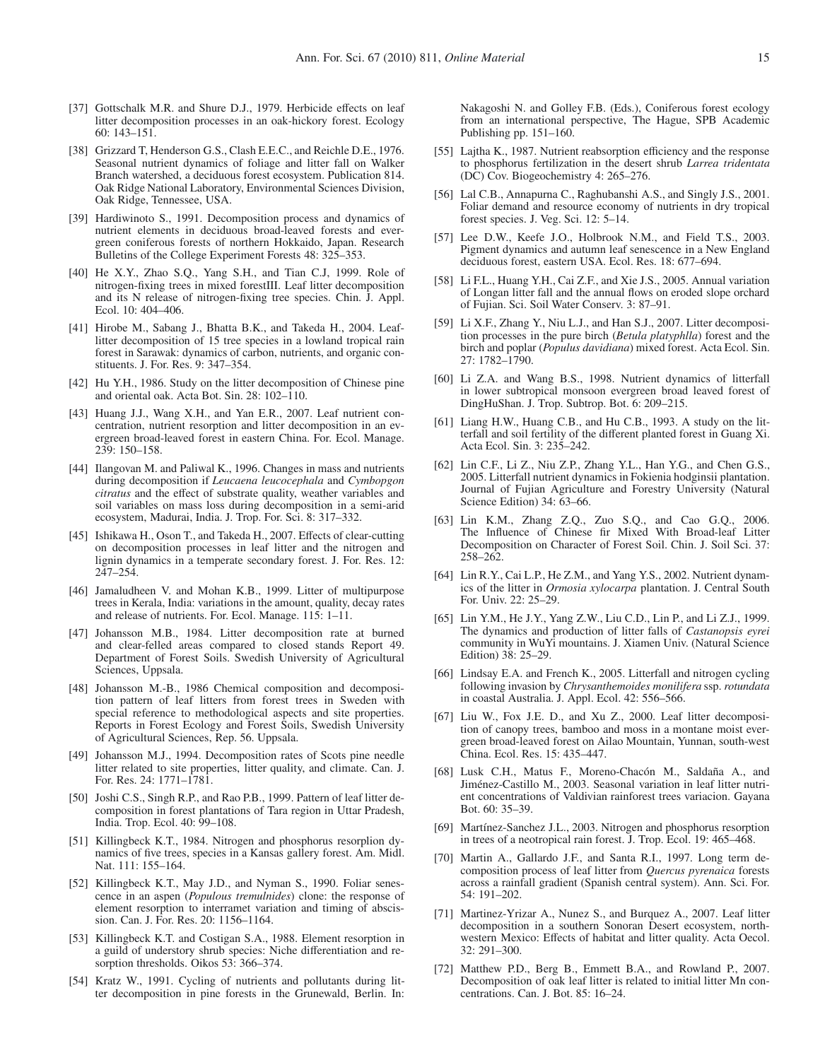[37] Gottschalk M.R. and Shure D.J., 1979. Herbicide effects on leaf litter decomposition processes in an oak-hickory forest. Ecology 60: 143–151.

[38] Grizzard T, Henderson G.S., Clash E.E.C., and Reichle D.E., 1976. Seasonal nutrient dynamics of foliage and litter fall on Walker Branch watershed, a deciduous forest ecosystem. Publication 814. Oak Ridge National Laboratory, Environmental Sciences Division, Oak Ridge, Tennessee, USA.

[39] Hardiwinoto S., 1991. Decomposition process and dynamics of nutrient elements in deciduous broad-leaved forests and evergreen coniferous forests of northern Hokkaido, Japan. Research Bulletins of the College Experiment Forests 48: 325–353.

[40] He X.Y., Zhao S.Q., Yang S.H., and Tian C.J, 1999. Role of nitrogen-fixing trees in mixed forestIII. Leaf litter decomposition and its N release of nitrogen-fixing tree species. Chin. J. Appl. Ecol. 10: 404–406.

[41] Hirobe M., Sabang J., Bhatta B.K., and Takeda H., 2004. Leaf-litter decomposition of 15 tree species in a lowland tropical rain forest in Sarawak: dynamics of carbon, nutrients, and organic constituents. J. For. Res. 9: 347–354.

[42] Hu Y.H., 1986. Study on the litter decomposition of Chinese pine and oriental oak. Acta Bot. Sin. 28: 102–110.

[43] Huang J.J., Wang X.H., and Yan E.R., 2007. Leaf nutrient concentration, nutrient resorption and litter decomposition in an evergreen broad-leaved forest in eastern China. For. Ecol. Manage. 239: 150–158.

[44] Ilangovan M. and Paliwal K., 1996. Changes in mass and nutrients during decomposition if *Leucaena leucocephala* and *Cymbopgon citratus* and the effect of substrate quality, weather variables and soil variables on mass loss during decomposition in a semi-arid ecosystem, Madurai, India. J. Trop. For. Sci. 8: 317–332.

[45] Ishikawa H., Oson T., and Takeda H., 2007. Effects of clear-cutting on decomposition processes in leaf litter and the nitrogen and lignin dynamics in a temperate secondary forest. J. For. Res. 12: 247–254.

[46] Jamaludheen V. and Mohan K.B., 1999. Litter of multipurpose trees in Kerala, India: variations in the amount, quality, decay rates and release of nutrients. For. Ecol. Manage. 115: 1–11.

[47] Johansson M.B., 1984. Litter decomposition rate at burned and clear-felled areas compared to closed stands Report 49. Department of Forest Soils. Swedish University of Agricultural Sciences, Uppsala.

[48] Johansson M.-B., 1986 Chemical composition and decomposition pattern of leaf litters from forest trees in Sweden with special reference to methodological aspects and site properties. Reports in Forest Ecology and Forest Soils, Swedish University of Agricultural Sciences, Rep. 56. Uppsala.

[49] Johansson M.J., 1994. Decomposition rates of Scots pine needle litter related to site properties, litter quality, and climate. Can. J. For. Res. 24: 1771–1781.

[50] Joshi C.S., Singh R.P., and Rao P.B., 1999. Pattern of leaf litter decomposition in forest plantations of Tara region in Uttar Pradesh, India. Trop. Ecol. 40: 99–108.

[51] Killingbeck K.T., 1984. Nitrogen and phosphorus resorplion dynamics of five trees, species in a Kansas gallery forest. Am. Midl. Nat. 111: 155–164.

[52] Killingbeck K.T., May J.D., and Nyman S., 1990. Foliar senescence in an aspen (*Populous tremulnides*) clone: the response of element resorption to interramet variation and timing of abscission. Can. J. For. Res. 20: 1156–1164.

[53] Killingbeck K.T. and Costigan S.A., 1988. Element resorption in a guild of understory shrub species: Niche differentiation and resorption thresholds. Oikos 53: 366–374.

[54] Kratz W., 1991. Cycling of nutrients and pollutants during litter decomposition in pine forests in the Grunewald, Berlin. In: Nakagoshi N. and Golley F.B. (Eds.), Coniferous forest ecology from an international perspective, The Hague, SPB Academic Publishing pp. 151–160.

[55] Lajtha K., 1987. Nutrient reabsorption efficiency and the response to phosphorus fertilization in the desert shrub *Larrea tridentata* (DC) Cov. Biogeochemistry 4: 265–276.

[56] Lal C.B., Annapurna C., Raghubanshi A.S., and Singly J.S., 2001. Foliar demand and resource economy of nutrients in dry tropical forest species. J. Veg. Sci. 12: 5–14.

[57] Lee D.W., Keefe J.O., Holbrook N.M., and Field T.S., 2003. Pigment dynamics and autumn leaf senescence in a New England deciduous forest, eastern USA. Ecol. Res. 18: 677–694.

[58] Li F.L., Huang Y.H., Cai Z.F., and Xie J.S., 2005. Annual variation of Longan litter fall and the annual flows on eroded slope orchard of Fujian. Sci. Soil Water Conserv. 3: 87–91.

[59] Li X.F., Zhang Y., Niu L.J., and Han S.J., 2007. Litter decomposition processes in the pure birch (*Betula platyphlla*) forest and the birch and poplar (*Populus davidiana*) mixed forest. Acta Ecol. Sin. 27: 1782–1790.

[60] Li Z.A. and Wang B.S., 1998. Nutrient dynamics of litterfall in lower subtropical monsoon evergreen broad leaved forest of DingHuShan. J. Trop. Subtrop. Bot. 6: 209–215.

[61] Liang H.W., Huang C.B., and Hu C.B., 1993. A study on the litterfall and soil fertility of the different planted forest in Guang Xi. Acta Ecol. Sin. 3: 235–242.

[62] Lin C.F., Li Z., Niu Z.P., Zhang Y.L., Han Y.G., and Chen G.S., 2005. Litterfall nutrient dynamics in Fokienia hodginsii plantation. Journal of Fujian Agriculture and Forestry University (Natural Science Edition) 34: 63–66.

[63] Lin K.M., Zhang Z.Q., Zuo S.Q., and Cao G.Q., 2006. The Influence of Chinese fir Mixed With Broad-leaf Litter Decomposition on Character of Forest Soil. Chin. J. Soil Sci. 37: 258–262.

[64] Lin R.Y., Cai L.P., He Z.M., and Yang Y.S., 2002. Nutrient dynamics of the litter in *Ormosia xylocarpa* plantation. J. Central South For. Univ. 22: 25–29.

[65] Lin Y.M., He J.Y., Yang Z.W., Liu C.D., Lin P., and Li Z.J., 1999. The dynamics and production of litter falls of *Castanopsis eyrei* community in WuYi mountains. J. Xiamen Univ. (Natural Science Edition) 38: 25–29.

[66] Lindsay E.A. and French K., 2005. Litterfall and nitrogen cycling following invasion by *Chrysanthemoides monilifera* ssp. *rotundata* in coastal Australia. J. Appl. Ecol. 42: 556–566.

[67] Liu W., Fox J.E. D., and Xu Z., 2000. Leaf litter decomposition of canopy trees, bamboo and moss in a montane moist evergreen broad-leaved forest on Ailao Mountain, Yunnan, south-west China. Ecol. Res. 15: 435–447.

[68] Lusk C.H., Matus F., Moreno-Chacón M., Saldaña A., and Jiménez-Castillo M., 2003. Seasonal variation in leaf litter nutrient concentrations of Valdivian rainforest trees variacion. Gayana Bot. 60: 35–39.

[69] Martínez-Sanchez J.L., 2003. Nitrogen and phosphorus resorption in trees of a neotropical rain forest. J. Trop. Ecol. 19: 465–468.

[70] Martin A., Gallardo J.F., and Santa R.I., 1997. Long term decomposition process of leaf litter from *Quercus pyrenaica* forests across a rainfall gradient (Spanish central system). Ann. Sci. For. 54: 191–202.

[71] Martinez-Yrizar A., Nunez S., and Burquez A., 2007. Leaf litter decomposition in a southern Sonoran Desert ecosystem, northwestern Mexico: Effects of habitat and litter quality. Acta Oecol. 32: 291–300.

[72] Matthew P.D., Berg B., Emmett B.A., and Rowland P., 2007. Decomposition of oak leaf litter is related to initial litter Mn concentrations. Can. J. Bot. 85: 16–24.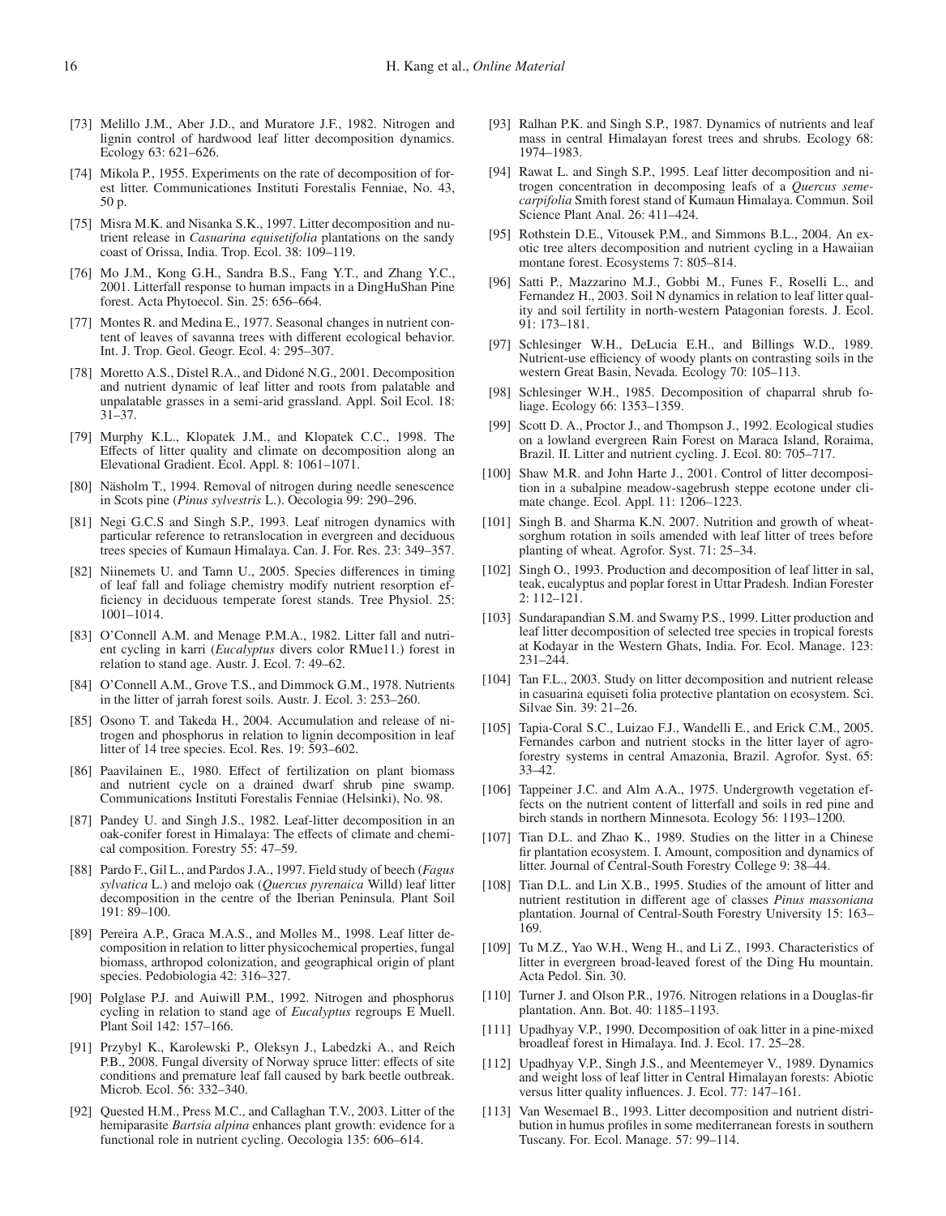[73] Melillo J.M., Aber J.D., and Muratore J.F., 1982. Nitrogen and lignin control of hardwood leaf litter decomposition dynamics. Ecology 63: 621–626.

[74] Mikola P., 1955. Experiments on the rate of decomposition of forest litter. Communicationes Instituti Forestalis Fenniae, No. 43, 50 p.

[75] Misra M.K. and Nisanka S.K., 1997. Litter decomposition and nutrient release in *Casuarina equisetifolia* plantations on the sandy coast of Orissa, India. Trop. Ecol. 38: 109–119.

[76] Mo J.M., Kong G.H., Sandra B.S., Fang Y.T., and Zhang Y.C., 2001. Litterfall response to human impacts in a DingHuShan Pine forest. Acta Phytoecol. Sin. 25: 656–664.

[77] Montes R. and Medina E., 1977. Seasonal changes in nutrient content of leaves of savanna trees with different ecological behavior. Int. J. Trop. Geol. Geogr. Ecol. 4: 295–307.

[78] Moretto A.S., Distel R.A., and Didoné N.G., 2001. Decomposition and nutrient dynamic of leaf litter and roots from palatable and unpalatable grasses in a semi-arid grassland. Appl. Soil Ecol. 18: 31–37.

[79] Murphy K.L., Klopatek J.M., and Klopatek C.C., 1998. The Effects of litter quality and climate on decomposition along an Elevational Gradient. Ecol. Appl. 8: 1061–1071.

[80] Näsholm T., 1994. Removal of nitrogen during needle senescence in Scots pine (*Pinus sylvestris* L.). Oecologia 99: 290–296.

[81] Negi G.C.S and Singh S.P., 1993. Leaf nitrogen dynamics with particular reference to retranslocation in evergreen and deciduous trees species of Kumaun Himalaya. Can. J. For. Res. 23: 349–357.

[82] Niinemets U. and Tamn U., 2005. Species differences in timing of leaf fall and foliage chemistry modify nutrient resorption efficiency in deciduous temperate forest stands. Tree Physiol. 25: 1001–1014.

[83] O'Connell A.M. and Menage P.M.A., 1982. Litter fall and nutrient cycling in karri (*Eucalyptus* divers color RMue11.) forest in relation to stand age. Austr. J. Ecol. 7: 49–62.

[84] O'Connell A.M., Grove T.S., and Dimmock G.M., 1978. Nutrients in the litter of jarrah forest soils. Austr. J. Ecol. 3: 253–260.

[85] Osono T. and Takeda H., 2004. Accumulation and release of nitrogen and phosphorus in relation to lignin decomposition in leaf litter of 14 tree species. Ecol. Res. 19: 593–602.

[86] Paavilainen E., 1980. Effect of fertilization on plant biomass and nutrient cycle on a drained dwarf shrub pine swamp. Communications Instituti Forestalis Fenniae (Helsinki), No. 98.

[87] Pandey U. and Singh J.S., 1982. Leaf-litter decomposition in an oak-conifer forest in Himalaya: The effects of climate and chemical composition. Forestry 55: 47–59.

[88] Pardo F., Gil L., and Pardos J.A., 1997. Field study of beech (*Fagus sylvatica* L.) and melojo oak (*Quercus pyrenaica* Willd) leaf litter decomposition in the centre of the Iberian Peninsula. Plant Soil 191: 89–100.

[89] Pereira A.P., Graca M.A.S., and Molles M., 1998. Leaf litter decomposition in relation to litter physicochemical properties, fungal biomass, arthropod colonization, and geographical origin of plant species. Pedobiologia 42: 316–327.

[90] Polglase P.J. and Auiwill P.M., 1992. Nitrogen and phosphorus cycling in relation to stand age of *Eucalyptus* regroups E Muell. Plant Soil 142: 157–166.

[91] Przybyl K., Karolewski P., Oleksyn J., Labedzki A., and Reich P.B., 2008. Fungal diversity of Norway spruce litter: effects of site conditions and premature leaf fall caused by bark beetle outbreak. Microb. Ecol. 56: 332–340.

[92] Quested H.M., Press M.C., and Callaghan T.V., 2003. Litter of the hemiparasite *Bartsia alpina* enhances plant growth: evidence for a functional role in nutrient cycling. Oecologia 135: 606–614.

[93] Ralhan P.K. and Singh S.P., 1987. Dynamics of nutrients and leaf mass in central Himalayan forest trees and shrubs. Ecology 68: 1974–1983.

[94] Rawat L. and Singh S.P., 1995. Leaf litter decomposition and nitrogen concentration in decomposing leafs of a *Quercus semecarpifolia* Smith forest stand of Kumaun Himalaya. Commun. Soil Science Plant Anal. 26: 411–424.

[95] Rothstein D.E., Vitousek P.M., and Simmons B.L., 2004. An exotic tree alters decomposition and nutrient cycling in a Hawaiian montane forest. Ecosystems 7: 805–814.

[96] Satti P., Mazzarino M.J., Gobbi M., Funes F., Roselli L., and Fernandez H., 2003. Soil N dynamics in relation to leaf litter quality and soil fertility in north-western Patagonian forests. J. Ecol. 91: 173–181.

[97] Schlesinger W.H., DeLucia E.H., and Billings W.D., 1989. Nutrient-use efficiency of woody plants on contrasting soils in the western Great Basin, Nevada. Ecology 70: 105–113.

[98] Schlesinger W.H., 1985. Decomposition of chaparral shrub foliage. Ecology 66: 1353–1359.

[99] Scott D. A., Proctor J., and Thompson J., 1992. Ecological studies on a lowland evergreen Rain Forest on Maraca Island, Roraima, Brazil. II. Litter and nutrient cycling. J. Ecol. 80: 705–717.

[100] Shaw M.R. and John Harte J., 2001. Control of litter decomposition in a subalpine meadow-sagebrush steppe ecotone under climate change. Ecol. Appl. 11: 1206–1223.

[101] Singh B. and Sharma K.N. 2007. Nutrition and growth of wheat-sorghum rotation in soils amended with leaf litter of trees before planting of wheat. Agrofor. Syst. 71: 25–34.

[102] Singh O., 1993. Production and decomposition of leaf litter in sal, teak, eucalyptus and poplar forest in Uttar Pradesh. Indian Forester 2: 112–121.

[103] Sundarapandian S.M. and Swamy P.S., 1999. Litter production and leaf litter decomposition of selected tree species in tropical forests at Kodayar in the Western Ghats, India. For. Ecol. Manage. 123: 231–244.

[104] Tan F.L., 2003. Study on litter decomposition and nutrient release in casuarina equiseti folia protective plantation on ecosystem. Sci. Silvae Sin. 39: 21–26.

[105] Tapia-Coral S.C., Luizao F.J., Wandelli E., and Erick C.M., 2005. Fernandes carbon and nutrient stocks in the litter layer of agroforestry systems in central Amazonia, Brazil. Agrofor. Syst. 65: 33–42.

[106] Tappeiner J.C. and Alm A.A., 1975. Undergrowth vegetation effects on the nutrient content of litterfall and soils in red pine and birch stands in northern Minnesota. Ecology 56: 1193–1200.

[107] Tian D.L. and Zhao K., 1989. Studies on the litter in a Chinese fir plantation ecosystem. I. Amount, composition and dynamics of litter. Journal of Central-South Forestry College 9: 38–44.

[108] Tian D.L. and Lin X.B., 1995. Studies of the amount of litter and nutrient restitution in different age of classes *Pinus massoniana* plantation. Journal of Central-South Forestry University 15: 163–169.

[109] Tu M.Z., Yao W.H., Weng H., and Li Z., 1993. Characteristics of litter in evergreen broad-leaved forest of the Ding Hu mountain. Acta Pedol. Sin. 30.

[110] Turner J. and Olson P.R., 1976. Nitrogen relations in a Douglas-fir plantation. Ann. Bot. 40: 1185–1193.

[111] Upadhyay V.P., 1990. Decomposition of oak litter in a pine-mixed broadleaf forest in Himalaya. Ind. J. Ecol. 17. 25–28.

[112] Upadhyay V.P., Singh J.S., and Meentemeyer V., 1989. Dynamics and weight loss of leaf litter in Central Himalayan forests: Abiotic versus litter quality influences. J. Ecol. 77: 147–161.

[113] Van Wesemael B., 1993. Litter decomposition and nutrient distribution in humus profiles in some mediterranean forests in southern Tuscany. For. Ecol. Manage. 57: 99–114.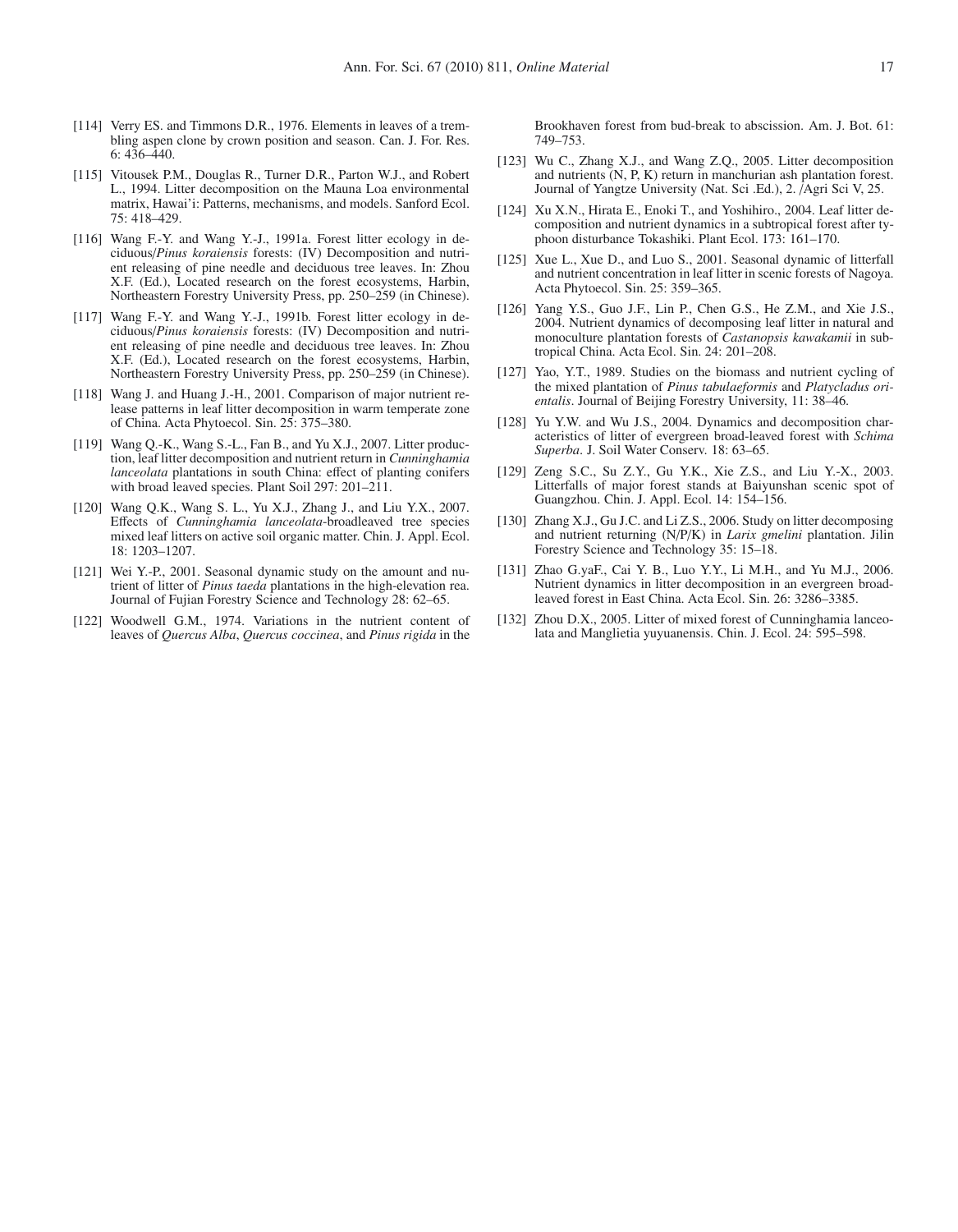[114] Verry ES. and Timmons D.R., 1976. Elements in leaves of a trembling aspen clone by crown position and season. Can. J. For. Res. 6: 436–440.

[115] Vitousek P.M., Douglas R., Turner D.R., Parton W.J., and Robert L., 1994. Litter decomposition on the Mauna Loa environmental matrix, Hawai'i: Patterns, mechanisms, and models. Sanford Ecol. 75: 418–429.

[116] Wang F.-Y. and Wang Y.-J., 1991a. Forest litter ecology in deciduous/*Pinus koraiensis* forests: (IV) Decomposition and nutrient releasing of pine needle and deciduous tree leaves. In: Zhou X.F. (Ed.), Located research on the forest ecosystems, Harbin, Northeastern Forestry University Press, pp. 250–259 (in Chinese).

[117] Wang F.-Y. and Wang Y.-J., 1991b. Forest litter ecology in deciduous/*Pinus koraiensis* forests: (IV) Decomposition and nutrient releasing of pine needle and deciduous tree leaves. In: Zhou X.F. (Ed.), Located research on the forest ecosystems, Harbin, Northeastern Forestry University Press, pp. 250–259 (in Chinese).

[118] Wang J. and Huang J.-H., 2001. Comparison of major nutrient release patterns in leaf litter decomposition in warm temperate zone of China. Acta Phytoecol. Sin. 25: 375–380.

[119] Wang Q.-K., Wang S.-L., Fan B., and Yu X.J., 2007. Litter production, leaf litter decomposition and nutrient return in *Cunninghamia lanceolata* plantations in south China: effect of planting conifers with broad leaved species. Plant Soil 297: 201–211.

[120] Wang Q.K., Wang S. L., Yu X.J., Zhang J., and Liu Y.X., 2007. Effects of *Cunninghamia lanceolata*-broadleaved tree species mixed leaf litters on active soil organic matter. Chin. J. Appl. Ecol. 18: 1203–1207.

[121] Wei Y.-P., 2001. Seasonal dynamic study on the amount and nutrient of litter of *Pinus taeda* plantations in the high-elevation rea. Journal of Fujian Forestry Science and Technology 28: 62–65.

[122] Woodwell G.M., 1974. Variations in the nutrient content of leaves of *Quercus Alba*, *Quercus coccinea*, and *Pinus rigida* in the Brookhaven forest from bud-break to abscission. Am. J. Bot. 61: 749–753.

[123] Wu C., Zhang X.J., and Wang Z.Q., 2005. Litter decomposition and nutrients (N, P, K) return in manchurian ash plantation forest. Journal of Yangtze University (Nat. Sci .Ed.), 2. /Agri Sci V, 25.

[124] Xu X.N., Hirata E., Enoki T., and Yoshihiro., 2004. Leaf litter decomposition and nutrient dynamics in a subtropical forest after typhoon disturbance Tokashiki. Plant Ecol. 173: 161–170.

[125] Xue L., Xue D., and Luo S., 2001. Seasonal dynamic of litterfall and nutrient concentration in leaf litter in scenic forests of Nagoya. Acta Phytoecol. Sin. 25: 359–365.

[126] Yang Y.S., Guo J.F., Lin P., Chen G.S., He Z.M., and Xie J.S., 2004. Nutrient dynamics of decomposing leaf litter in natural and monoculture plantation forests of *Castanopsis kawakamii* in subtropical China. Acta Ecol. Sin. 24: 201–208.

[127] Yao, Y.T., 1989. Studies on the biomass and nutrient cycling of the mixed plantation of *Pinus tabulaeformis* and *Platycladus orientalis*. Journal of Beijing Forestry University, 11: 38–46.

[128] Yu Y.W. and Wu J.S., 2004. Dynamics and decomposition characteristics of litter of evergreen broad-leaved forest with *Schima Superba*. J. Soil Water Conserv. 18: 63–65.

[129] Zeng S.C., Su Z.Y., Gu Y.K., Xie Z.S., and Liu Y.-X., 2003. Litterfalls of major forest stands at Baiyunshan scenic spot of Guangzhou. Chin. J. Appl. Ecol. 14: 154–156.

[130] Zhang X.J., Gu J.C. and Li Z.S., 2006. Study on litter decomposing and nutrient returning (N/P/K) in *Larix gmelini* plantation. Jilin Forestry Science and Technology 35: 15–18.

[131] Zhao G.yaF., Cai Y. B., Luo Y.Y., Li M.H., and Yu M.J., 2006. Nutrient dynamics in litter decomposition in an evergreen broad-leaved forest in East China. Acta Ecol. Sin. 26: 3286–3385.

[132] Zhou D.X., 2005. Litter of mixed forest of Cunninghamia lanceolata and Manglietia yuyuanensis. Chin. J. Ecol. 24: 595–598.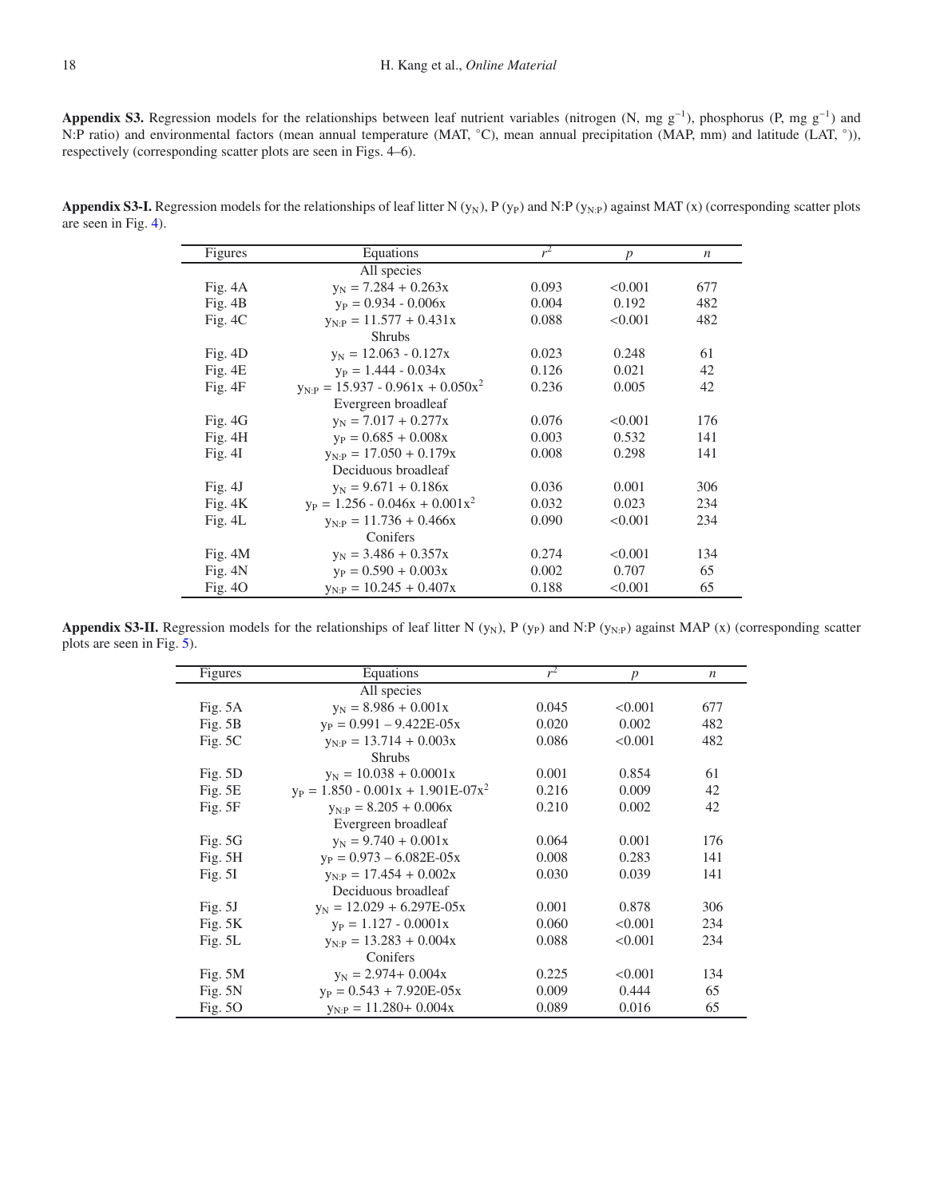**Appendix S3.** Regression models for the relationships between leaf nutrient variables (nitrogen (N, mg $g^{-1}$), phosphorus (P, mg $g^{-1}$) and N:P ratio) and environmental factors (mean annual temperature (MAT, °C), mean annual precipitation (MAP, mm) and latitude (LAT, °)), respectively (corresponding scatter plots are seen in Figs. 4–6).

**Appendix S3-I.** Regression models for the relationships of leaf litter N ($y_N$), P ($y_P$) and N:P ($y_{N:P}$) against MAT (x) (corresponding scatter plots are seen in Fig. 4).

| Figures | Equations | $r^2$ | $p$ | $n$ |
|---|---|---|---|---|
| | All species | | | |
| Fig. 4A | $y_N = 7.284 + 0.263x$ | 0.093 | <0.001 | 677 |
| Fig. 4B | $y_P = 0.934 - 0.006x$ | 0.004 | 0.192 | 482 |
| Fig. 4C | $y_{N:P} = 11.577 + 0.431x$ | 0.088 | <0.001 | 482 |
| | Shrubs | | | |
| Fig. 4D | $y_N = 12.063 - 0.127x$ | 0.023 | 0.248 | 61 |
| Fig. 4E | $y_P = 1.444 - 0.034x$ | 0.126 | 0.021 | 42 |
| Fig. 4F | $y_{N:P} = 15.937 - 0.961x + 0.050x^2$ | 0.236 | 0.005 | 42 |
| | Evergreen broadleaf | | | |
| Fig. 4G | $y_N = 7.017 + 0.277x$ | 0.076 | <0.001 | 176 |
| Fig. 4H | $y_P = 0.685 + 0.008x$ | 0.003 | 0.532 | 141 |
| Fig. 4I | $y_{N:P} = 17.050 + 0.179x$ | 0.008 | 0.298 | 141 |
| | Deciduous broadleaf | | | |
| Fig. 4J | $y_N = 9.671 + 0.186x$ | 0.036 | 0.001 | 306 |
| Fig. 4K | $y_P = 1.256 - 0.046x + 0.001x^2$ | 0.032 | 0.023 | 234 |
| Fig. 4L | $y_{N:P} = 11.736 + 0.466x$ | 0.090 | <0.001 | 234 |
| | Conifers | | | |
| Fig. 4M | $y_N = 3.486 + 0.357x$ | 0.274 | <0.001 | 134 |
| Fig. 4N | $y_P = 0.590 + 0.003x$ | 0.002 | 0.707 | 65 |
| Fig. 4O | $y_{N:P} = 10.245 + 0.407x$ | 0.188 | <0.001 | 65 |

**Appendix S3-II.** Regression models for the relationships of leaf litter N ($y_N$), P ($y_P$) and N:P ($y_{N:P}$) against MAP (x) (corresponding scatter plots are seen in Fig. 5).

| Figures | Equations | $r^2$ | $p$ | $n$ |
|---|---|---|---|---|
| | All species | | | |
| Fig. 5A | $y_N = 8.986 + 0.001x$ | 0.045 | <0.001 | 677 |
| Fig. 5B | $y_P = 0.991 - 9.422E\text{-}05x$ | 0.020 | 0.002 | 482 |
| Fig. 5C | $y_{N:P} = 13.714 + 0.003x$ | 0.086 | <0.001 | 482 |
| | Shrubs | | | |
| Fig. 5D | $y_N = 10.038 + 0.0001x$ | 0.001 | 0.854 | 61 |
| Fig. 5E | $y_P = 1.850 - 0.001x + 1.901E\text{-}07x^2$ | 0.216 | 0.009 | 42 |
| Fig. 5F | $y_{N:P} = 8.205 + 0.006x$ | 0.210 | 0.002 | 42 |
| | Evergreen broadleaf | | | |
| Fig. 5G | $y_N = 9.740 + 0.001x$ | 0.064 | 0.001 | 176 |
| Fig. 5H | $y_P = 0.973 - 6.082E\text{-}05x$ | 0.008 | 0.283 | 141 |
| Fig. 5I | $y_{N:P} = 17.454 + 0.002x$ | 0.030 | 0.039 | 141 |
| | Deciduous broadleaf | | | |
| Fig. 5J | $y_N = 12.029 + 6.297E\text{-}05x$ | 0.001 | 0.878 | 306 |
| Fig. 5K | $y_P = 1.127 - 0.0001x$ | 0.060 | <0.001 | 234 |
| Fig. 5L | $y_{N:P} = 13.283 + 0.004x$ | 0.088 | <0.001 | 234 |
| | Conifers | | | |
| Fig. 5M | $y_N = 2.974 + 0.004x$ | 0.225 | <0.001 | 134 |
| Fig. 5N | $y_P = 0.543 + 7.920E\text{-}05x$ | 0.009 | 0.444 | 65 |
| Fig. 5O | $y_{N:P} = 11.280 + 0.004x$ | 0.089 | 0.016 | 65 |